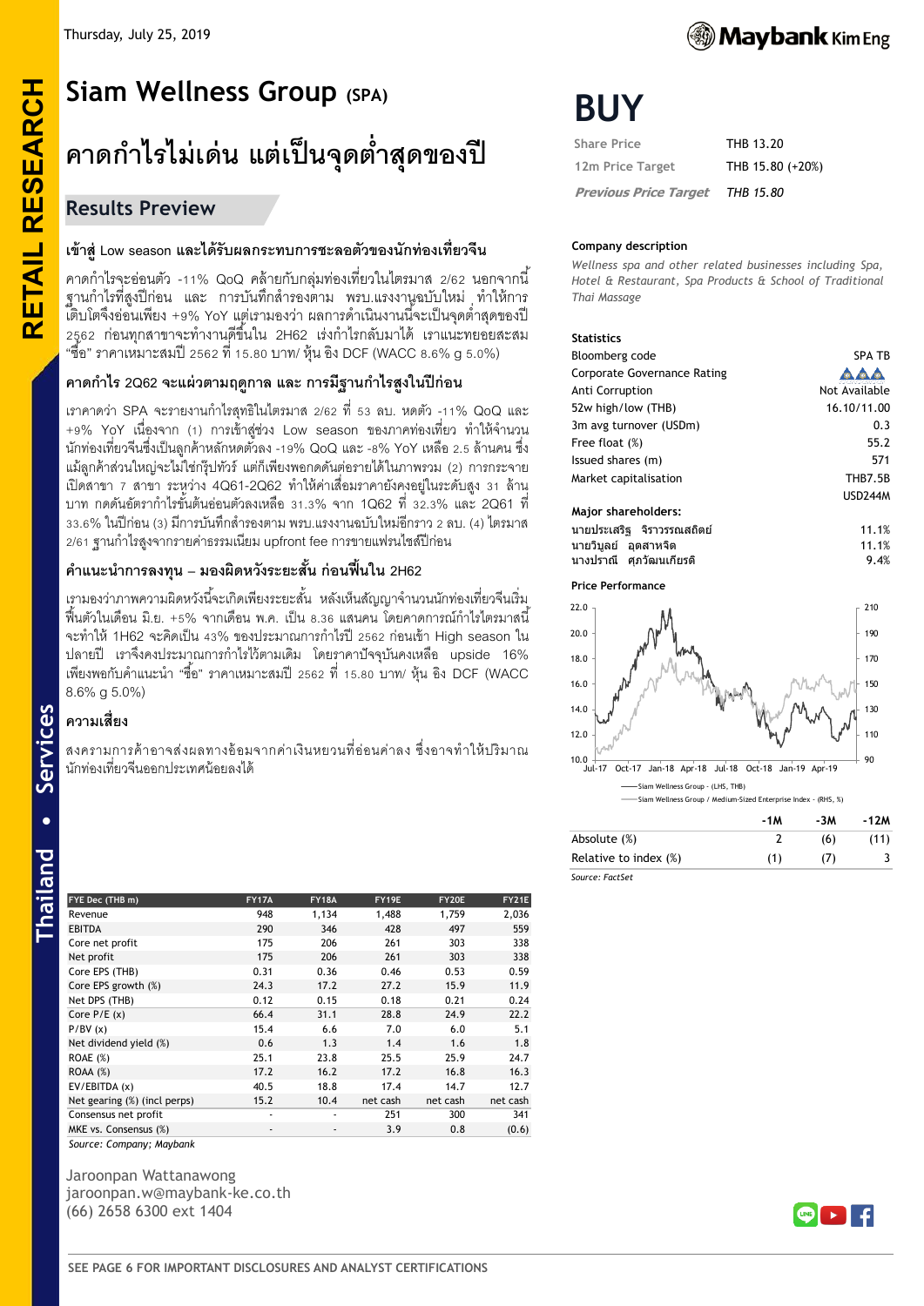Thursday, July 25, 2019

# Siam Wellness Group (SPA)

# คาดกำไรไม่เด่น แต่เป็นจุดต่ำสุดของปี

## Results Preview

### เข้าสู่ Low season และได้รับผลกระทบการชะลอตัวของนักท่องเที่ยวจีน

คาดกำไรจะอ่อนตัว -11% QoQ คล้ายกับกลุ่มท่องเที่ยวในไตรมาส 2/62 นอกจากนี้ ฐานกำไรที่สูงปีก่อน และ การบันทึกสำรองตาม พรบ.แรงงานฉบับใหม่ ทำให้การเติบโตจึงอ่อนเพียง +9% YoY แต่เรามองว่า ผลการดำเนินงานนี้จะเป็นจุดต่ำสุดของปี 2562 ก่อนทุกสาขาจะทำงานดีขึ้นใน 2H62 เร่งกำไรกลับมาได้ เราแนะนำยอยสะสม "ซื้อ" ราคาเหมาะสมปี 2562 ที่ 15.80 บาท/ หุ้น อิง DCF (WACC 8.6% g 5.0%)

### คาดกำไร 2Q62 จะแผ่วตามฤดูกาล และ การมีฐานกำไรสูงในปีก่อน

เราคาดว่า SPA จะรายงานกำไรสุทธิในไตรมาส 2/62 ที่ 53 ลบ. หดตัว -11% QoQ และ +9% YoY เนื่องจาก (1) การเข้าสู่ช่วง Low season ของภาคท่องเที่ยว ทำให้จำนวนนักท่องเที่ยวจีนซึ่งเป็นลูกค้าหลักหดตัวลง -19% QoQ และ -8% YoY เหลือ 2.5 ล้านคน ซึ่งแม้ลูกค้าส่วนใหญ่จะไม่ใช่กรุ๊ปทัวร์ แต่ก็เพียงพอกดดันต่อรายได้ในภาพรวม (2) การกระจายเปิดสาขา 7 สาขา ระหว่าง 4Q61-2Q62 ทำให้ค่าเสื่อมราคายังคงอยู่ในระดับสูง 31 ล้านบาท กดดันอัตรากำไรขั้นต้นอ่อนตัวลงเหลือ 31.3% จาก 1Q62 ที่ 32.3% และ 2Q61 ที่ 33.6% ในปีก่อน (3) มีการบันทึกสำรองตาม พรบ.แรงงานฉบับใหม่อีกราว 2 ลบ. (4) ไตรมาส 2/61 ฐานกำไรสูงจากรายค่าธรรมเนียม upfront fee การขายแฟรนไชส์ปีก่อน

### คำแนะนำการลงทุน – มองผิดหวังระยะสั้น ก่อนฟื้นใน 2H62

เรามองว่าภาพความผิดหวังนี้จะเกิดเพียงระยะสั้น หลังเห็นสัญญาณจำนวนนักท่องเที่ยวจีนเริ่มฟื้นตัวในเดือน มิ.ย. +5% จากเดือน พ.ค. เป็น 8.36 แสนคน โดยคาดการณ์กำไรไตรมาสนี้จะทำให้ 1H62 จะคิดเป็น 43% ของประมาณการกำไรปี 2562 ก่อนเข้า High season ในปลายปี เราจึงคงประมาณการกำไรไว้ตามเดิม โดยราคาปัจจุบันคงเหลือ upside 16% เพียงพอกับคำแนะนำ "ซื้อ" ราคาเหมาะสมปี 2562 ที่ 15.80 บาท/ หุ้น อิง DCF (WACC 8.6% g 5.0%)

### ความเสี่ยง

สงครามการค้าอาจส่งผลทางอ้อมจากค่าเงินหยวนที่อ่อนค่าลง ซึ่งอาจทำให้ปริมาณนักท่องเที่ยวจีนออกประเทศน้อยลงได้

| FYE Dec (THB m) | FY17A | FY18A | FY19E | FY20E | FY21E |
|---|---|---|---|---|---|
| Revenue | 948 | 1,134 | 1,488 | 1,759 | 2,036 |
| EBITDA | 290 | 346 | 428 | 497 | 559 |
| Core net profit | 175 | 206 | 261 | 303 | 338 |
| Net profit | 175 | 206 | 261 | 303 | 338 |
| Core EPS (THB) | 0.31 | 0.36 | 0.46 | 0.53 | 0.59 |
| Core EPS growth (%) | 24.3 | 17.2 | 27.2 | 15.9 | 11.9 |
| Net DPS (THB) | 0.12 | 0.15 | 0.18 | 0.21 | 0.24 |
| Core P/E (x) | 66.4 | 31.1 | 28.8 | 24.9 | 22.2 |
| P/BV (x) | 15.4 | 6.6 | 7.0 | 6.0 | 5.1 |
| Net dividend yield (%) | 0.6 | 1.3 | 1.4 | 1.6 | 1.8 |
| ROAE (%) | 25.1 | 23.8 | 25.5 | 25.9 | 24.7 |
| ROAA (%) | 17.2 | 16.2 | 17.2 | 16.8 | 16.3 |
| EV/EBITDA (x) | 40.5 | 18.8 | 17.4 | 14.7 | 12.7 |
| Net gearing (%) (incl perps) | 15.2 | 10.4 | net cash | net cash | net cash |
| Consensus net profit | - | - | 251 | 300 | 341 |
| MKE vs. Consensus (%) | - | - | 3.9 | 0.8 | (0.6) |

*Source: Company; Maybank*

Jaroonpan Wattanawong
jaroonpan.w@maybank-ke.co.th
(66) 2658 6300 ext 1404

# BUY

| | |
|---|---|
| Share Price | THB 13.20 |
| 12m Price Target | THB 15.80 (+20%) |
| *Previous Price Target* | *THB 15.80* |

**Company description**

*Wellness spa and other related businesses including Spa, Hotel & Restaurant, Spa Products & School of Traditional Thai Massage*

**Statistics**

| | |
|---|---|
| Bloomberg code | SPA TB |
| Corporate Governance Rating | |
| Anti Corruption | Not Available |
| 52w high/low (THB) | 16.10/11.00 |
| 3m avg turnover (USDm) | 0.3 |
| Free float (%) | 55.2 |
| Issued shares (m) | 571 |
| Market capitalisation | THB7.5B |
| | USD244M |

**Major shareholders:**

| | |
|---|---|
| นายประเสริฐ จิราวรรณสถิตย์ | 11.1% |
| นายวิบูลย์ อุตสาหจิต | 11.1% |
| นางปราณี ศุภวัฒนเกียรติ | 9.4% |

**Price Performance**

— Siam Wellness Group - (LHS, THB)
— Siam Wellness Group / Medium-Sized Enterprise Index - (RHS, %)

| | -1M | -3M | -12M |
|---|---|---|---|
| Absolute (%) | 2 | (6) | (11) |
| Relative to index (%) | (1) | (7) | 3 |

*Source: FactSet*

SEE PAGE 6 FOR IMPORTANT DISCLOSURES AND ANALYST CERTIFICATIONS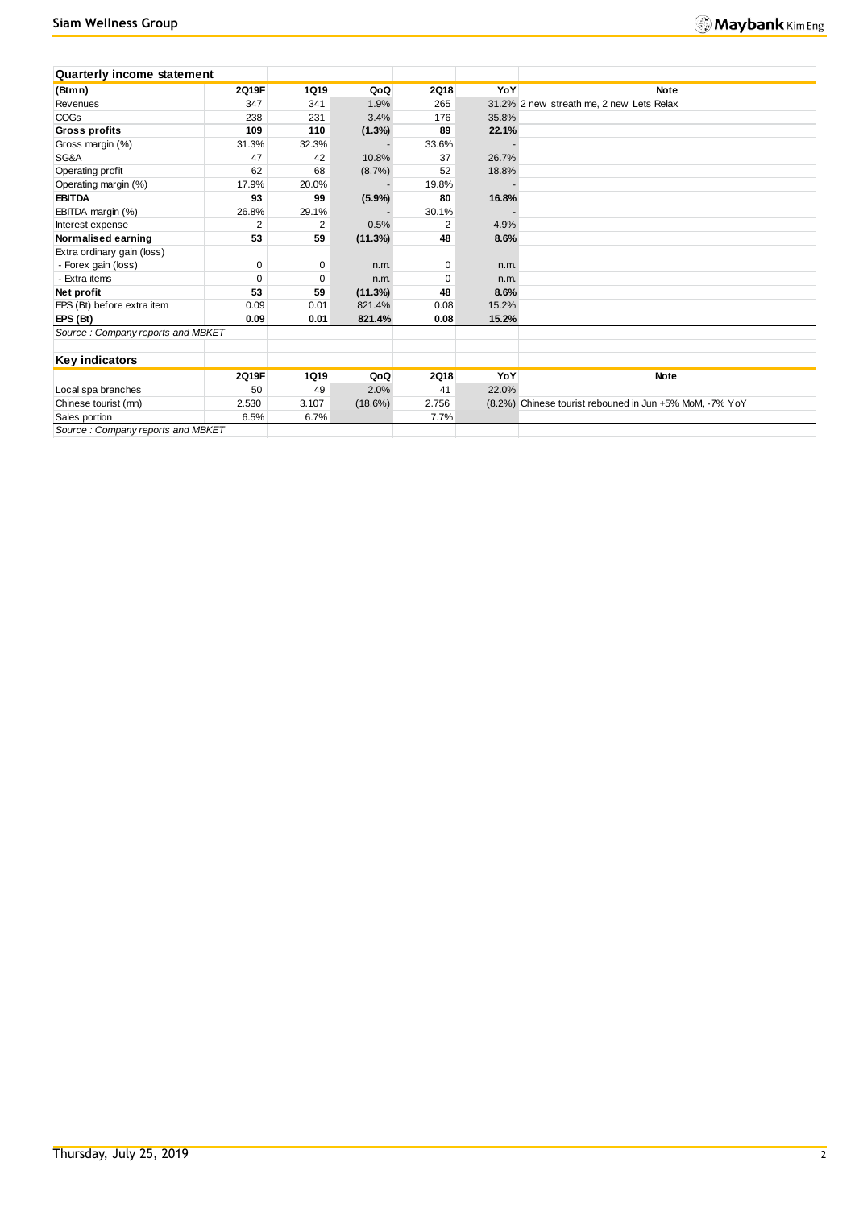**Quarterly income statement**

| (Btmn) | 2Q19F | 1Q19 | QoQ | 2Q18 | YoY | Note |
|---|---|---|---|---|---|---|
| Revenues | 347 | 341 | 1.9% | 265 | 31.2% | 2 new streath me, 2 new Lets Relax |
| COGs | 238 | 231 | 3.4% | 176 | 35.8% | |
| **Gross profits** | **109** | **110** | **(1.3%)** | **89** | **22.1%** | |
| Gross margin (%) | 31.3% | 32.3% | - | 33.6% | - | |
| SG&A | 47 | 42 | 10.8% | 37 | 26.7% | |
| Operating profit | 62 | 68 | (8.7%) | 52 | 18.8% | |
| Operating margin (%) | 17.9% | 20.0% | - | 19.8% | - | |
| **EBITDA** | **93** | **99** | **(5.9%)** | **80** | **16.8%** | |
| EBITDA margin (%) | 26.8% | 29.1% | - | 30.1% | - | |
| Interest expense | 2 | 2 | 0.5% | 2 | 4.9% | |
| **Normalised earning** | **53** | **59** | **(11.3%)** | **48** | **8.6%** | |
| Extra ordinary gain (loss) | | | | | | |
| - Forex gain (loss) | 0 | 0 | n.m. | 0 | n.m. | |
| - Extra items | 0 | 0 | n.m. | 0 | n.m. | |
| **Net profit** | **53** | **59** | **(11.3%)** | **48** | **8.6%** | |
| EPS (Bt) before extra item | 0.09 | 0.01 | 821.4% | 0.08 | 15.2% | |
| **EPS (Bt)** | **0.09** | **0.01** | **821.4%** | **0.08** | **15.2%** | |

*Source : Company reports and MBKET*

**Key indicators**

| | 2Q19F | 1Q19 | QoQ | 2Q18 | YoY | Note |
|---|---|---|---|---|---|---|
| Local spa branches | 50 | 49 | 2.0% | 41 | 22.0% | |
| Chinese tourist (mn) | 2.530 | 3.107 | (18.6%) | 2.756 | (8.2%) | Chinese tourist rebouned in Jun +5% MoM, -7% YoY |
| Sales portion | 6.5% | 6.7% | | 7.7% | | |

*Source : Company reports and MBKET*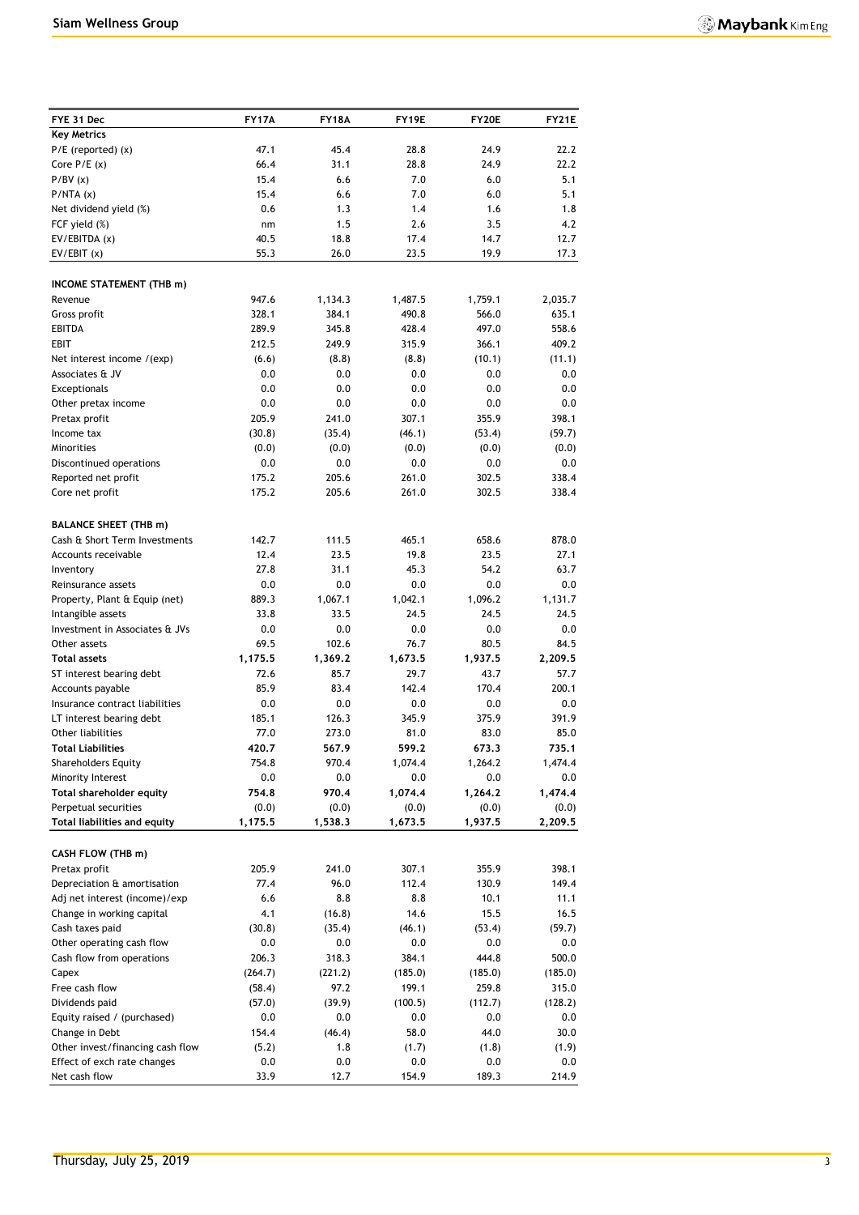| FYE 31 Dec | FY17A | FY18A | FY19E | FY20E | FY21E |
|---|---|---|---|---|---|
| **Key Metrics** | | | | | |
| P/E (reported) (x) | 47.1 | 45.4 | 28.8 | 24.9 | 22.2 |
| Core P/E (x) | 66.4 | 31.1 | 28.8 | 24.9 | 22.2 |
| P/BV (x) | 15.4 | 6.6 | 7.0 | 6.0 | 5.1 |
| P/NTA (x) | 15.4 | 6.6 | 7.0 | 6.0 | 5.1 |
| Net dividend yield (%) | 0.6 | 1.3 | 1.4 | 1.6 | 1.8 |
| FCF yield (%) | nm | 1.5 | 2.6 | 3.5 | 4.2 |
| EV/EBITDA (x) | 40.5 | 18.8 | 17.4 | 14.7 | 12.7 |
| EV/EBIT (x) | 55.3 | 26.0 | 23.5 | 19.9 | 17.3 |
| | | | | | |
| **INCOME STATEMENT (THB m)** | | | | | |
| Revenue | 947.6 | 1,134.3 | 1,487.5 | 1,759.1 | 2,035.7 |
| Gross profit | 328.1 | 384.1 | 490.8 | 566.0 | 635.1 |
| EBITDA | 289.9 | 345.8 | 428.4 | 497.0 | 558.6 |
| EBIT | 212.5 | 249.9 | 315.9 | 366.1 | 409.2 |
| Net interest income /(exp) | (6.6) | (8.8) | (8.8) | (10.1) | (11.1) |
| Associates & JV | 0.0 | 0.0 | 0.0 | 0.0 | 0.0 |
| Exceptionals | 0.0 | 0.0 | 0.0 | 0.0 | 0.0 |
| Other pretax income | 0.0 | 0.0 | 0.0 | 0.0 | 0.0 |
| Pretax profit | 205.9 | 241.0 | 307.1 | 355.9 | 398.1 |
| Income tax | (30.8) | (35.4) | (46.1) | (53.4) | (59.7) |
| Minorities | (0.0) | (0.0) | (0.0) | (0.0) | (0.0) |
| Discontinued operations | 0.0 | 0.0 | 0.0 | 0.0 | 0.0 |
| Reported net profit | 175.2 | 205.6 | 261.0 | 302.5 | 338.4 |
| Core net profit | 175.2 | 205.6 | 261.0 | 302.5 | 338.4 |
| | | | | | |
| **BALANCE SHEET (THB m)** | | | | | |
| Cash & Short Term Investments | 142.7 | 111.5 | 465.1 | 658.6 | 878.0 |
| Accounts receivable | 12.4 | 23.5 | 19.8 | 23.5 | 27.1 |
| Inventory | 27.8 | 31.1 | 45.3 | 54.2 | 63.7 |
| Reinsurance assets | 0.0 | 0.0 | 0.0 | 0.0 | 0.0 |
| Property, Plant & Equip (net) | 889.3 | 1,067.1 | 1,042.1 | 1,096.2 | 1,131.7 |
| Intangible assets | 33.8 | 33.5 | 24.5 | 24.5 | 24.5 |
| Investment in Associates & JVs | 0.0 | 0.0 | 0.0 | 0.0 | 0.0 |
| Other assets | 69.5 | 102.6 | 76.7 | 80.5 | 84.5 |
| **Total assets** | **1,175.5** | **1,369.2** | **1,673.5** | **1,937.5** | **2,209.5** |
| ST interest bearing debt | 72.6 | 85.7 | 29.7 | 43.7 | 57.7 |
| Accounts payable | 85.9 | 83.4 | 142.4 | 170.4 | 200.1 |
| Insurance contract liabilities | 0.0 | 0.0 | 0.0 | 0.0 | 0.0 |
| LT interest bearing debt | 185.1 | 126.3 | 345.9 | 375.9 | 391.9 |
| Other liabilities | 77.0 | 273.0 | 81.0 | 83.0 | 85.0 |
| **Total Liabilities** | **420.7** | **567.9** | **599.2** | **673.3** | **735.1** |
| Shareholders Equity | 754.8 | 970.4 | 1,074.4 | 1,264.2 | 1,474.4 |
| Minority Interest | 0.0 | 0.0 | 0.0 | 0.0 | 0.0 |
| **Total shareholder equity** | **754.8** | **970.4** | **1,074.4** | **1,264.2** | **1,474.4** |
| Perpetual securities | (0.0) | (0.0) | (0.0) | (0.0) | (0.0) |
| **Total liabilities and equity** | **1,175.5** | **1,538.3** | **1,673.5** | **1,937.5** | **2,209.5** |
| | | | | | |
| **CASH FLOW (THB m)** | | | | | |
| Pretax profit | 205.9 | 241.0 | 307.1 | 355.9 | 398.1 |
| Depreciation & amortisation | 77.4 | 96.0 | 112.4 | 130.9 | 149.4 |
| Adj net interest (income)/exp | 6.6 | 8.8 | 8.8 | 10.1 | 11.1 |
| Change in working capital | 4.1 | (16.8) | 14.6 | 15.5 | 16.5 |
| Cash taxes paid | (30.8) | (35.4) | (46.1) | (53.4) | (59.7) |
| Other operating cash flow | 0.0 | 0.0 | 0.0 | 0.0 | 0.0 |
| Cash flow from operations | 206.3 | 318.3 | 384.1 | 444.8 | 500.0 |
| Capex | (264.7) | (221.2) | (185.0) | (185.0) | (185.0) |
| Free cash flow | (58.4) | 97.2 | 199.1 | 259.8 | 315.0 |
| Dividends paid | (57.0) | (39.9) | (100.5) | (112.7) | (128.2) |
| Equity raised / (purchased) | 0.0 | 0.0 | 0.0 | 0.0 | 0.0 |
| Change in Debt | 154.4 | (46.4) | 58.0 | 44.0 | 30.0 |
| Other invest/financing cash flow | (5.2) | 1.8 | (1.7) | (1.8) | (1.9) |
| Effect of exch rate changes | 0.0 | 0.0 | 0.0 | 0.0 | 0.0 |
| Net cash flow | 33.9 | 12.7 | 154.9 | 189.3 | 214.9 |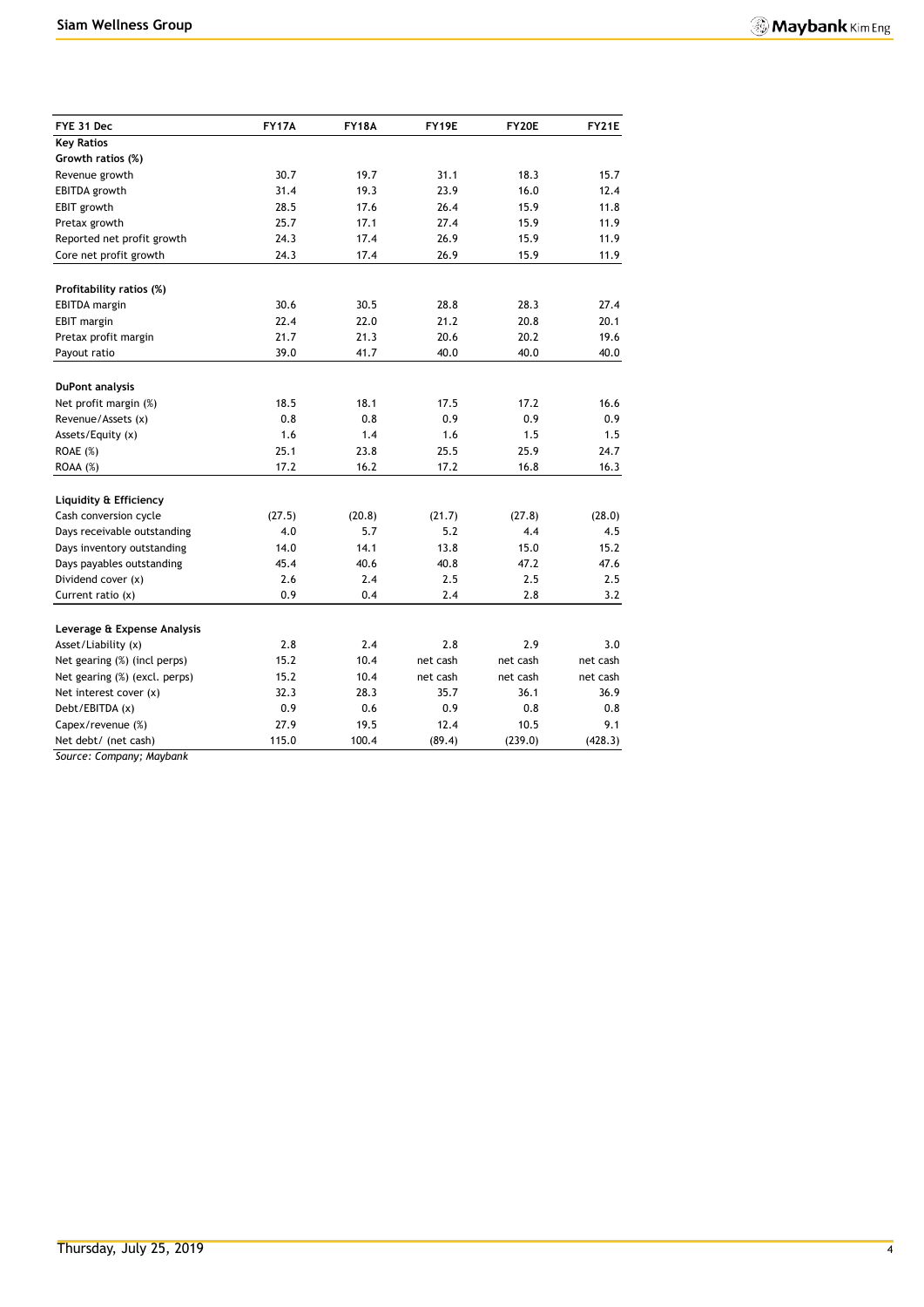| FYE 31 Dec | FY17A | FY18A | FY19E | FY20E | FY21E |
|---|---|---|---|---|---|
| **Key Ratios** | | | | | |
| **Growth ratios (%)** | | | | | |
| Revenue growth | 30.7 | 19.7 | 31.1 | 18.3 | 15.7 |
| EBITDA growth | 31.4 | 19.3 | 23.9 | 16.0 | 12.4 |
| EBIT growth | 28.5 | 17.6 | 26.4 | 15.9 | 11.8 |
| Pretax growth | 25.7 | 17.1 | 27.4 | 15.9 | 11.9 |
| Reported net profit growth | 24.3 | 17.4 | 26.9 | 15.9 | 11.9 |
| Core net profit growth | 24.3 | 17.4 | 26.9 | 15.9 | 11.9 |
| | | | | | |
| **Profitability ratios (%)** | | | | | |
| EBITDA margin | 30.6 | 30.5 | 28.8 | 28.3 | 27.4 |
| EBIT margin | 22.4 | 22.0 | 21.2 | 20.8 | 20.1 |
| Pretax profit margin | 21.7 | 21.3 | 20.6 | 20.2 | 19.6 |
| Payout ratio | 39.0 | 41.7 | 40.0 | 40.0 | 40.0 |
| | | | | | |
| **DuPont analysis** | | | | | |
| Net profit margin (%) | 18.5 | 18.1 | 17.5 | 17.2 | 16.6 |
| Revenue/Assets (x) | 0.8 | 0.8 | 0.9 | 0.9 | 0.9 |
| Assets/Equity (x) | 1.6 | 1.4 | 1.6 | 1.5 | 1.5 |
| ROAE (%) | 25.1 | 23.8 | 25.5 | 25.9 | 24.7 |
| ROAA (%) | 17.2 | 16.2 | 17.2 | 16.8 | 16.3 |
| | | | | | |
| **Liquidity & Efficiency** | | | | | |
| Cash conversion cycle | (27.5) | (20.8) | (21.7) | (27.8) | (28.0) |
| Days receivable outstanding | 4.0 | 5.7 | 5.2 | 4.4 | 4.5 |
| Days inventory outstanding | 14.0 | 14.1 | 13.8 | 15.0 | 15.2 |
| Days payables outstanding | 45.4 | 40.6 | 40.8 | 47.2 | 47.6 |
| Dividend cover (x) | 2.6 | 2.4 | 2.5 | 2.5 | 2.5 |
| Current ratio (x) | 0.9 | 0.4 | 2.4 | 2.8 | 3.2 |
| | | | | | |
| **Leverage & Expense Analysis** | | | | | |
| Asset/Liability (x) | 2.8 | 2.4 | 2.8 | 2.9 | 3.0 |
| Net gearing (%) (incl perps) | 15.2 | 10.4 | net cash | net cash | net cash |
| Net gearing (%) (excl. perps) | 15.2 | 10.4 | net cash | net cash | net cash |
| Net interest cover (x) | 32.3 | 28.3 | 35.7 | 36.1 | 36.9 |
| Debt/EBITDA (x) | 0.9 | 0.6 | 0.9 | 0.8 | 0.8 |
| Capex/revenue (%) | 27.9 | 19.5 | 12.4 | 10.5 | 9.1 |
| Net debt/ (net cash) | 115.0 | 100.4 | (89.4) | (239.0) | (428.3) |

*Source: Company; Maybank*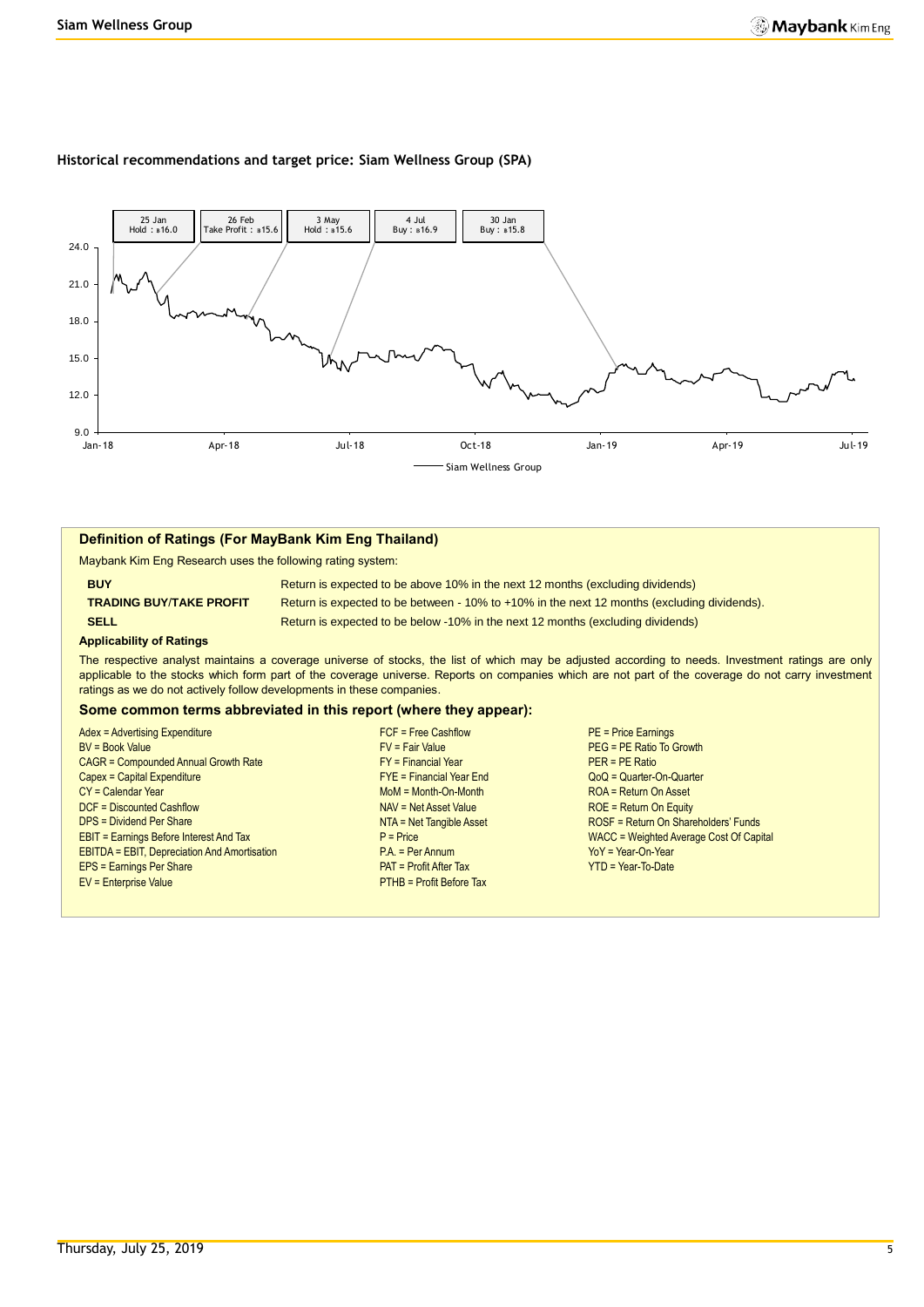### Historical recommendations and target price: Siam Wellness Group (SPA)

| Date | Recommendation | Target Price |
|---|---|---|
| 25 Jan | Hold | ฿16.0 |
| 26 Feb | Take Profit | ฿15.6 |
| 3 May | Hold | ฿15.6 |
| 4 Jul | Buy | ฿16.9 |
| 30 Jan | Buy | ฿15.8 |

Siam Wellness Group

### Definition of Ratings (For MayBank Kim Eng Thailand)

Maybank Kim Eng Research uses the following rating system:

| | |
|---|---|
| **BUY** | Return is expected to be above 10% in the next 12 months (excluding dividends) |
| **TRADING BUY/TAKE PROFIT** | Return is expected to be between - 10% to +10% in the next 12 months (excluding dividends). |
| **SELL** | Return is expected to be below -10% in the next 12 months (excluding dividends) |

**Applicability of Ratings**

The respective analyst maintains a coverage universe of stocks, the list of which may be adjusted according to needs. Investment ratings are only applicable to the stocks which form part of the coverage universe. Reports on companies which are not part of the coverage do not carry investment ratings as we do not actively follow developments in these companies.

### Some common terms abbreviated in this report (where they appear):

Adex = Advertising Expenditure
BV = Book Value
CAGR = Compounded Annual Growth Rate
Capex = Capital Expenditure
CY = Calendar Year
DCF = Discounted Cashflow
DPS = Dividend Per Share
EBIT = Earnings Before Interest And Tax
EBITDA = EBIT, Depreciation And Amortisation
EPS = Earnings Per Share
EV = Enterprise Value
FCF = Free Cashflow
FV = Fair Value
FY = Financial Year
FYE = Financial Year End
MoM = Month-On-Month
NAV = Net Asset Value
NTA = Net Tangible Asset
P = Price
P.A. = Per Annum
PAT = Profit After Tax
PTHB = Profit Before Tax
PE = Price Earnings
PEG = PE Ratio To Growth
PER = PE Ratio
QoQ = Quarter-On-Quarter
ROA = Return On Asset
ROE = Return On Equity
ROSF = Return On Shareholders' Funds
WACC = Weighted Average Cost Of Capital
YoY = Year-On-Year
YTD = Year-To-Date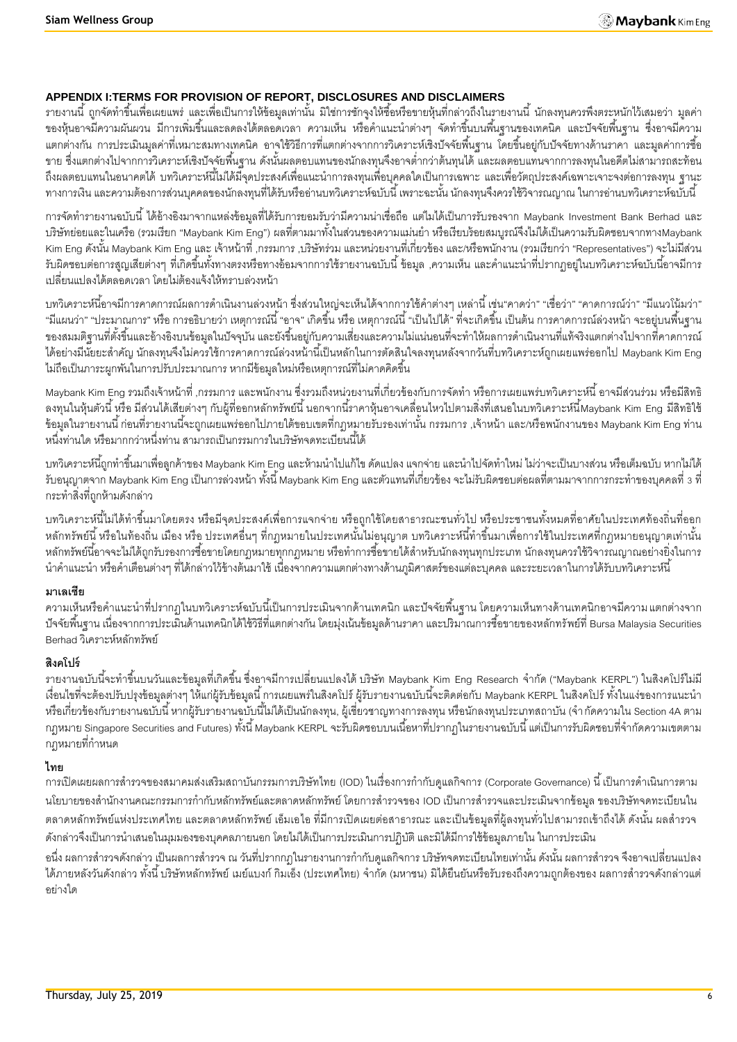## APPENDIX I:TERMS FOR PROVISION OF REPORT, DISCLOSURES AND DISCLAIMERS

รายงานนี้ ถูกจัดทำขึ้นเพื่อเผยแพร่ และเพื่อเป็นการให้ข้อมูลเท่านั้น มิใช่การชักจูงให้ซื้อหรือขายหุ้นที่กล่าวถึงในรายงานนี้ นักลงทุนควรพึงตระหนักไว้เสมอว่า มูลค่าของหุ้นอาจมีความผันผวน มีการเพิ่มขึ้นและลดลงได้ตลอดเวลา ความเห็น หรือคำแนะนำต่างๆ จัดทำขึ้นบนพื้นฐานของเทคนิค และปัจจัยพื้นฐาน ซึ่งอาจมีความแตกต่างกัน การประเมินมูลค่าที่เหมาะสมทางเทคนิค อาจใช้วิธีการที่แตกต่างจากการวิเคราะห์เชิงปัจจัยพื้นฐาน โดยขึ้นอยู่กับปัจจัยทางด้านราคา และมูลค่าการซื้อขาย ซึ่งแตกต่างไปจากการวิเคราะห์เชิงปัจจัยพื้นฐาน ดังนั้นผลตอบแทนของนักลงทุนจึงอาจต่ำกว่าต้นทุนได้ และผลตอบแทนจากการลงทุนในอดีตไม่สามารถสะท้อนถึงผลตอบแทนในอนาคตได้ บทวิเคราะห์นี้ไม่ได้มีจุดประสงค์เพื่อแนะนำการลงทุนเพื่อบุคคลใดเป็นการเฉพาะ และเพื่อวัตถุประสงค์เฉพาะเจาะจงต่อการลงทุน ฐานะทางการเงิน และความต้องการส่วนบุคคลของนักลงทุนที่ได้รับหรืออ่านบทวิเคราะห์ฉบับนี้ เพราะฉะนั้น นักลงทุนจึงควรใช้วิจารณญาณ ในการอ่านบทวิเคราะห์ฉบับนี้

การจัดทำรายงานฉบับนี้ ได้อ้างอิงมาจากแหล่งข้อมูลที่ได้รับการยอมรับว่ามีความน่าเชื่อถือ แต่ไม่ได้เป็นการรับรองจาก Maybank Investment Bank Berhad และบริษัทย่อยและในเครือ (รวมเรียก "Maybank Kim Eng") ผลที่ตามมาทั้งในส่วนของความแม่นยำ หรือเรียบร้อยสมบูรณ์จึงไม่ได้เป็นความรับผิดชอบจากทางMaybank Kim Eng ดังนั้น Maybank Kim Eng และ เจ้าหน้าที่ ,กรรมการ ,บริษัทร่วม และหน่วยงานที่เกี่ยวข้อง และ/หรือพนักงาน (รวมเรียกว่า "Representatives") จะไม่มีส่วนรับผิดชอบต่อการสูญเสียต่างๆ ที่เกิดขึ้นทั้งทางตรงหรือทางอ้อมจากการใช้รายงานฉบับนี้ ข้อมูล ,ความเห็น และคำแนะนำที่ปรากฏอยู่ในบทวิเคราะห์ฉบับนี้อาจมีการเปลี่ยนแปลงได้ตลอดเวลา โดยไม่ต้องแจ้งให้ทราบล่วงหน้า

บทวิเคราะห์นี้อาจมีการคาดการณ์ผลการดำเนินงานล่วงหน้า ซึ่งส่วนใหญ่จะเห็นได้จากการใช้คำต่างๆ เหล่านี้ เช่น"คาดว่า" "เชื่อว่า" "คาดการณ์ว่า" "มีแนวโน้มว่า" "มีแผนว่า" "ประมาณการ" หรือ การอธิบายว่า เหตุการณ์นี้ "อาจ" เกิดขึ้น หรือ เหตุการณ์นี้ "เป็นไปได้" ที่จะเกิดขึ้น เป็นต้น การคาดการณ์ล่วงหน้า จะอยู่บนพื้นฐานของสมมติฐานที่ตั้งขึ้นและอ้างอิงบนข้อมูลในปัจจุบัน และยังขึ้นอยู่กับความเสี่ยงและความไม่แน่นอนที่จะทำให้ผลการดำเนินงานที่แท้จริงแตกต่างไปจากที่คาดการณ์ได้อย่างมีนัยยะสำคัญ นักลงทุนจึงไม่ควรใช้การคาดการณ์ล่วงหน้านี้เป็นหลักในการตัดสินใจลงทุนหลังจากวันที่บทวิเคราะห์ถูกเผยแพร่ออกไป Maybank Kim Eng ไม่ถือเป็นภาระผูกพันในการปรับประมาณการ หากมีข้อมูลใหม่หรือเหตุการณ์ที่ไม่คาดคิดขึ้น

Maybank Kim Eng รวมถึงเจ้าหน้าที่ ,กรรมการ และพนักงาน ซึ่งรวมถึงหน่วยงานที่เกี่ยวข้องกับการจัดทำ หรือการเผยแพร่บทวิเคราะห์นี้ อาจมีส่วนร่วม หรือมีสิทธิลงทุนในหุ้นตัวนี้ หรือ มีส่วนได้เสียต่างๆ กับผู้ที่ออกหลักทรัพย์นี้ นอกจากนี้ราคาหุ้นอาจเคลื่อนไหวไปตามสิ่งที่เสนอในบทวิเคราะห์นี้Maybank Kim Eng มีสิทธิใช้ข้อมูลในรายงานนี้ ก่อนที่รายงานนี้จะถูกเผยแพร่ออกไปภายใต้ขอบเขตที่กฎหมายรับรองเท่านั้น กรรมการ ,เจ้าหน้า และ/หรือพนักงานของ Maybank Kim Eng ท่านหนึ่งท่านใด หรือมากกว่าหนึ่งท่าน สามารถเป็นกรรมการในบริษัทจดทะเบียนนี้ได้

บทวิเคราะห์นี้ถูกทำขึ้นมาเพื่อลูกค้าของ Maybank Kim Eng และห้ามนำไปแก้ไข ดัดแปลง แจกจ่าย และนำไปจัดทำใหม่ ไม่ว่าจะเป็นบางส่วน หรือเต็มฉบับ หากไม่ได้รับอนุญาตจาก Maybank Kim Eng เป็นการล่วงหน้า ทั้งนี้ Maybank Kim Eng และตัวแทนที่เกี่ยวข้อง จะไม่รับผิดชอบต่อผลที่ตามมาจากการกระทำของบุคคลที่ 3 ที่กระทำสิ่งที่ถูกห้ามดังกล่าว

บทวิเคราะห์นี้ไม่ได้ทำขึ้นมาโดยตรง หรือมีจุดประสงค์เพื่อการแจกจ่าย หรือถูกใช้โดยสาธารณะชนทั่วไป หรือประชาชนทั้งหมดที่อาศัยในประเทศท้องถิ่นที่ออกหลักทรัพย์นี้ หรือในท้องถิ่น เมือง หรือ ประเทศอื่นๆ ที่กฎหมายในประเทศนั้นไม่อนุญาต บทวิเคราะห์นี้ทำขึ้นมาเพื่อการใช้ในประเทศที่กฎหมายอนุญาตเท่านั้น หลักทรัพย์นี้อาจจะไม่ได้ถูกรับรองการซื้อขายโดยกฎหมายทุกกฎหมาย หรือทำการซื้อขายได้สำหรับนักลงทุนทุกประเภท นักลงทุนควรใช้วิจารณญาณอย่างยิ่งในการนำคำแนะนำ หรือคำเตือนต่างๆ ที่ได้กล่าวไว้ข้างต้นมาใช้ เนื่องจากความแตกต่างทางด้านภูมิศาสตร์ของแต่ละบุคคล และระยะเวลาในการได้รับบทวิเคราะห์นี้

### มาเลเซีย

ความเห็นหรือคำแนะนำที่ปรากฏในบทวิเคราะห์ฉบับนี้เป็นการประเมินจากด้านเทคนิก และปัจจัยพื้นฐาน โดยความเห็นทางด้านเทคนิกอาจมีความ แตกต่างจากปัจจัยพื้นฐาน เนื่องจากการประเมินด้านเทคนิกได้ใช้วิธีที่แตกต่างกัน โดยมุ่งเน้นข้อมูลด้านราคา และปริมาณการซื้อขายของหลักทรัพย์ที่ Bursa Malaysia Securities Berhad วิเคราะห์หลักทรัพย์

### สิงคโปร์

รายงานฉบับนี้จะทำขึ้นบนวันและข้อมูลที่เกิดขึ้น ซึ่งอาจมีการเปลี่ยนแปลงได้ บริษัท Maybank Kim Eng Research จำกัด ("Maybank KERPL") ในสิงคโปร์ไม่มีเงื่อนไขที่จะต้องปรับปรุงข้อมูลต่างๆ ให้แก่ผู้รับข้อมูลนี้ การเผยแพร่ในสิงคโปร์ ผู้รับรายงานฉบับนี้จะติดต่อกับ Maybank KERPL ในสิงคโปร์ ทั้งในแง่ของการแนะนำหรือเกี่ยวข้องกับรายงานฉบับนี้ หากผู้รับรายงานฉบับนี้ไม่ได้เป็นนักลงทุน, ผู้เชี่ยวชาญทางการลงทุน หรือนักลงทุนประเภทสถาบัน (จำกัดความใน Section 4A ตามกฎหมาย Singapore Securities and Futures) ทั้งนี้ Maybank KERPL จะรับผิดชอบบนเนื้อหาที่ปรากฏในรายงานฉบับนี้ แต่เป็นการรับผิดชอบที่จำกัดความเขตตามกฎหมายที่กำหนด

### ไทย

การเปิดเผยผลการสำรวจของสมาคมส่งเสริมสถาบันกรรมการบริษัทไทย (IOD) ในเรื่องการกำกับดูแลกิจการ (Corporate Governance) นี้ เป็นการดำเนินการตามนโยบายของสำนักงานคณะกรรมการกำกับหลักทรัพย์และตลาดหลักทรัพย์ โดยการสำรวจของ IOD เป็นการสำรวจและประเมินจากข้อมูล ของบริษัทจดทะเบียนในตลาดหลักทรัพย์แห่งประเทศไทย และตลาดหลักทรัพย์ เอ็มเอไอ ที่มีการเปิดเผยต่อสาธารณะ และเป็นข้อมูลที่ผู้ลงทุนทั่วไปสามารถเข้าถึงได้ ดังนั้น ผลสำรวจดังกล่าวจึงเป็นการนำเสนอในมุมมองของบุคคลภายนอก โดยไม่ได้เป็นการประเมินการปฏิบัติ และมิได้มีการใช้ข้อมูลภายใน ในการประเมิน

อนึ่ง ผลการสำรวจดังกล่าว เป็นผลการสำรวจ ณ วันที่ปรากฏในรายงานการกำกับดูแลกิจการ บริษัทจดทะเบียนไทยเท่านั้น ดังนั้น ผลการสำรวจ จึงอาจเปลี่ยนแปลงได้ภายหลังวันดังกล่าว ทั้งนี้ บริษัทหลักทรัพย์ เมย์แบงก์ กิมเอ็ง (ประเทศไทย) จำกัด (มหาชน) มิได้ยืนยันหรือรับรองถึงความถูกต้องของ ผลการสำรวจดังกล่าวแต่อย่างใด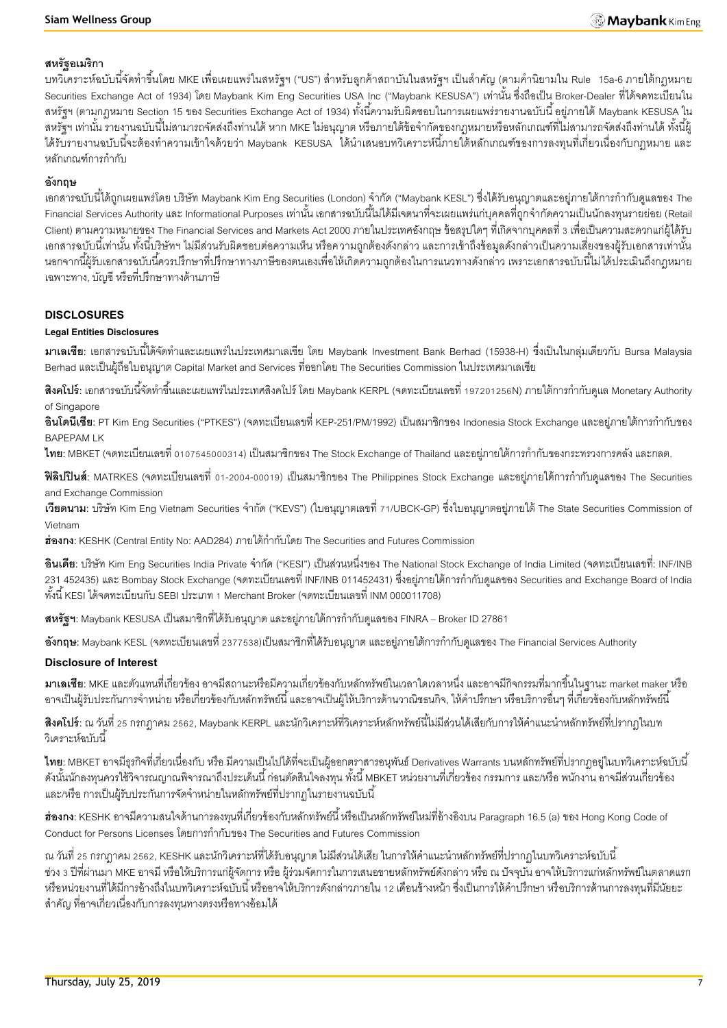### สหรัฐอเมริกา

บทวิเคราะห์ฉบับนี้จัดทำขึ้นโดย MKE เพื่อเผยแพร่ในสหรัฐฯ ("US") สำหรับลูกค้าสถาบันในสหรัฐฯ เป็นสำคัญ (ตามคำนิยามใน Rule 15a-6 ภายใต้กฎหมาย Securities Exchange Act of 1934) โดย Maybank Kim Eng Securities USA Inc ("Maybank KESUSA") เท่านั้น ซึ่งถือเป็น Broker-Dealer ที่ได้จดทะเบียนในสหรัฐฯ (ตามกฎหมาย Section 15 ของ Securities Exchange Act of 1934) ทั้งนี้ความรับผิดชอบในการเผยแพร่รายงานฉบับนี้ อยู่ภายใต้ Maybank KESUSA ในสหรัฐฯ เท่านั้น รายงานฉบับนี้ไม่สามารถจัดส่งถึงท่านได้ หาก MKE ไม่อนุญาต หรือภายใต้ข้อจำกัดของกฎหมายหรือหลักเกณฑ์ที่ไม่สามารถจัดส่งถึงท่านได้ ทั้งนี้ผู้ได้รับรายงานฉบับนี้จะต้องทำความเข้าใจด้วยว่า Maybank KESUSA ได้นำเสนอบทวิเคราะห์นี้ภายใต้หลักเกณฑ์ของการลงทุนที่เกี่ยวเนื่องกับกฎหมาย และหลักเกณฑ์การกำกับ

### อังกฤษ

เอกสารฉบับนี้ได้ถูกเผยแพร่โดย บริษัท Maybank Kim Eng Securities (London) จำกัด ("Maybank KESL") ซึ่งได้รับอนุญาตและอยู่ภายใต้การกำกับดูแลของ The Financial Services Authority และ Informational Purposes เท่านั้น เอกสารฉบับนี้ไม่ได้มีเจตนาที่จะเผยแพร่แก่บุคคลที่ถูกจำกัดความเป็นนักลงทุนรายย่อย (Retail Client) ตามความหมายของ The Financial Services and Markets Act 2000 ภายในประเทศอังกฤษ ข้อสรุปใดๆ ที่เกิดจากบุคคลที่ 3 เพื่อเป็นความสะดวกแก่ผู้ได้รับเอกสารฉบับนี้เท่านั้น ทั้งนี้บริษัทฯ ไม่มีส่วนรับผิดชอบต่อความเห็น หรือความถูกต้องดังกล่าว และการเข้าถึงข้อมูลดังกล่าวเป็นความเสี่ยงของผู้รับเอกสารเท่านั้น นอกจากนี้ผู้รับเอกสารฉบับนี้ควรปรึกษาที่ปรึกษาทางภาษีของตนเองเพื่อให้เกิดความถูกต้องในการแนวทางดังกล่าว เพราะเอกสารฉบับนี้ไม่ได้ประเมินถึงกฎหมายเฉพาะทาง, บัญชี หรือที่ปรึกษาทางด้านภาษี

## DISCLOSURES

### Legal Entities Disclosures

**มาเลเซีย**: เอกสารฉบับนี้ได้จัดทำและเผยแพร่ในประเทศมาเลเซีย โดย Maybank Investment Bank Berhad (15938-H) ซึ่งเป็นในกลุ่มเดียวกับ Bursa Malaysia Berhad และเป็นผู้ถือใบอนุญาต Capital Market and Services ที่ออกโดย The Securities Commission ในประเทศมาเลเซีย

**สิงคโปร์**: เอกสารฉบับนี้จัดทำขึ้นและเผยแพร่ในประเทศสิงคโปร์ โดย Maybank KERPL (จดทะเบียนเลขที่ 197201256N) ภายใต้การกำกับดูแล Monetary Authority of Singapore

**อินโดนีเซีย**: PT Kim Eng Securities ("PTKES") (จดทะเบียนเลขที่ KEP-251/PM/1992) เป็นสมาชิกของ Indonesia Stock Exchange และอยู่ภายใต้การกำกับของ BAPEPAM LK

**ไทย**: MBKET (จดทะเบียนเลขที่ 0107545000314) เป็นสมาชิกของ The Stock Exchange of Thailand และอยู่ภายใต้การกำกับของกระทรวงการคลัง และกลต.

**ฟิลิปปินส์**: MATRKES (จดทะเบียนเลขที่ 01-2004-00019) เป็นสมาชิกของ The Philippines Stock Exchange และอยู่ภายใต้การกำกับดูแลของ The Securities and Exchange Commission

**เวียดนาม**: บริษัท Kim Eng Vietnam Securities จำกัด ("KEVS") (ใบอนุญาตเลขที่ 71/UBCK-GP) ซึ่งใบอนุญาตอยู่ภายใต้ The State Securities Commission of Vietnam

**ฮ่องกง**: KESHK (Central Entity No: AAD284) ภายใต้กำกับโดย The Securities and Futures Commission

**อินเดีย**: บริษัท Kim Eng Securities India Private จำกัด ("KESI") เป็นส่วนหนึ่งของ The National Stock Exchange of India Limited (จดทะเบียนเลขที่: INF/INB 231 452435) และ Bombay Stock Exchange (จดทะเบียนเลขที่ INF/INB 011452431) ซึ่งอยู่ภายใต้การกำกับดูแลของ Securities and Exchange Board of India ทั้งนี้ KESI ได้จดทะเบียนกับ SEBI ประเภท 1 Merchant Broker (จดทะเบียนเลขที่ INM 000011708)

**สหรัฐฯ**: Maybank KESUSA เป็นสมาชิกที่ได้รับอนุญาต และอยู่ภายใต้การกำกับดูแลของ FINRA – Broker ID 27861

**อังกฤษ**: Maybank KESL (จดทะเบียนเลขที่ 2377538)เป็นสมาชิกที่ได้รับอนุญาต และอยู่ภายใต้การกำกับดูแลของ The Financial Services Authority

### Disclosure of Interest

**มาเลเซีย**: MKE และตัวแทนที่เกี่ยวข้อง อาจมีสถานะหรือมีความเกี่ยวข้องกับหลักทรัพย์ในเวลาใดเวลาหนึ่ง และอาจมีกิจกรรมที่มากขึ้นในฐานะ market maker หรืออาจเป็นผู้รับประกันการจำหน่าย หรือเกี่ยวข้องกับหลักทรัพย์นี้ และอาจเป็นผู้ให้บริการด้านวาณิชธนกิจ, ให้คำปรึกษา หรือบริการอื่นๆ ที่เกี่ยวข้องกับหลักทรัพย์นี้

**สิงคโปร์**: ณ วันที่ 25 กรกฎาคม 2562, Maybank KERPL และนักวิเคราะห์ที่วิเคราะห์หลักทรัพย์นี้ไม่มีส่วนได้เสียกับการให้คำแนะนำหลักทรัพย์ที่ปรากฏในบทวิเคราะห์ฉบับนี้

**ไทย**: MBKET อาจมีธุรกิจที่เกี่ยวเนื่องกับ หรือ มีความเป็นไปได้ที่จะเป็นผู้ออกตราสารอนุพันธ์ Derivatives Warrants บนหลักทรัพย์ที่ปรากฏอยู่ในบทวิเคราะห์ฉบับนี้ ดังนั้นนักลงทุนควรใช้วิจารณญาณพิจารณาถึงประเด็นนี้ ก่อนตัดสินใจลงทุน ทั้งนี้ MBKET หน่วยงานที่เกี่ยวข้อง กรรมการ และ/หรือ พนักงาน อาจมีส่วนเกี่ยวข้อง และ/หรือ การเป็นผู้รับประกันการจัดจำหน่ายในหลักทรัพย์ที่ปรากฏในรายงานฉบับนี้

**ฮ่องกง**: KESHK อาจมีความสนใจด้านการลงทุนที่เกี่ยวข้องกับหลักทรัพย์นี้ หรือเป็นหลักทรัพย์ใหม่ที่อ้างอิงบน Paragraph 16.5 (a) ของ Hong Kong Code of Conduct for Persons Licenses โดยการกำกับของ The Securities and Futures Commission

ณ วันที่ 25 กรกฎาคม 2562, KESHK และนักวิเคราะห์ที่ได้รับอนุญาต ไม่มีส่วนได้เสีย ในการให้คำแนะนำหลักทรัพย์ที่ปรากฏในบทวิเคราะห์ฉบับนี้
ช่วง 3 ปีที่ผ่านมา MKE อาจมี หรือให้บริการแก่ผู้จัดการ หรือ ผู้ร่วมจัดการในการเสนอขายหลักทรัพย์ดังกล่าว หรือ ณ ปัจจุบัน อาจให้บริการแก่หลักทรัพย์ในตลาดแรก หรือหน่วยงานที่ได้มีการอ้างถึงในบทวิเคราะห์ฉบับนี้ หรืออาจให้บริการดังกล่าวภายใน 12 เดือนข้างหน้า ซึ่งเป็นการให้คำปรึกษา หรือบริการด้านการลงทุนที่มีนัยยะสำคัญ ที่อาจเกี่ยวเนื่องกับการลงทุนทางตรงหรือทางอ้อมได้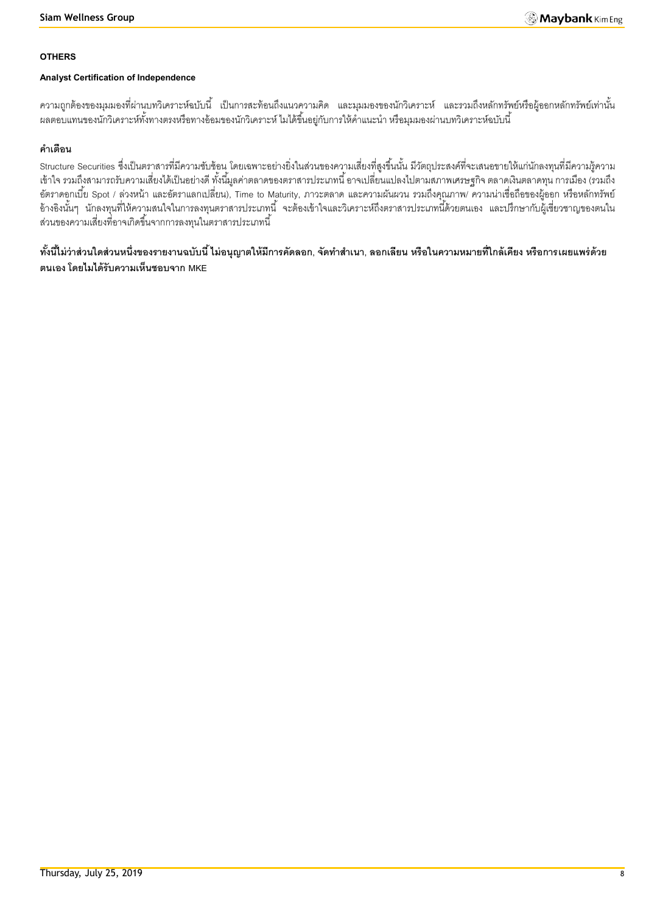**OTHERS**

**Analyst Certification of Independence**

ความถูกต้องของมุมมองที่ผ่านบทวิเคราะห์ฉบับนี้ เป็นการสะท้อนถึงแนวความคิด และมุมมองของนักวิเคราะห์ และรวมถึงหลักทรัพย์หรือผู้ออกหลักทรัพย์เท่านั้น ผลตอบแทนของนักวิเคราะห์ทั้งทางตรงหรือทางอ้อมของนักวิเคราะห์ ไม่ได้ขึ้นอยู่กับการให้คำแนะนำ หรือมุมมองผ่านบทวิเคราะห์ฉบับนี้

**คำเตือน**

Structure Securities ซึ่งเป็นตราสารที่มีความซับซ้อน โดยเฉพาะอย่างยิ่งในส่วนของความเสี่ยงที่สูงขึ้นนั้น มีวัตถุประสงค์ที่จะเสนอขายให้แก่นักลงทุนที่มีความรู้ความเข้าใจ รวมถึงสามารถรับความเสี่ยงได้เป็นอย่างดี ทั้งนี้มูลค่าตลาดของตราสารประเภทนี้ อาจเปลี่ยนแปลงไปตามสภาพเศรษฐกิจ ตลาดเงินตลาดทุน การเมือง (รวมถึงอัตราดอกเบี้ย Spot / ล่วงหน้า และอัตราแลกเปลี่ยน), Time to Maturity, ภาวะตลาด และความผันผวน รวมถึงคุณภาพ/ ความน่าเชื่อถือของผู้ออก หรือหลักทรัพย์อ้างอิงนั้นๆ นักลงทุนที่ให้ความสนใจในการลงทุนตราสารประเภทนี้ จะต้องเข้าใจและวิเคราะห์ถึงตราสารประเภทนี้ด้วยตนเอง และปรึกษากับผู้เชี่ยวชาญของตนในส่วนของความเสี่ยงที่อาจเกิดขึ้นจากการลงทุนในตราสารประเภทนี้

**ทั้งนี้ไม่ว่าส่วนใดส่วนหนึ่งของรายงานฉบับนี้ ไม่อนุญาตให้มีการคัดลอก, จัดทำสำเนา, ลอกเลียน หรือในความหมายที่ใกล้เคียง หรือการเผยแพร่ด้วยตนเอง โดยไม่ได้รับความเห็นชอบจาก MKE**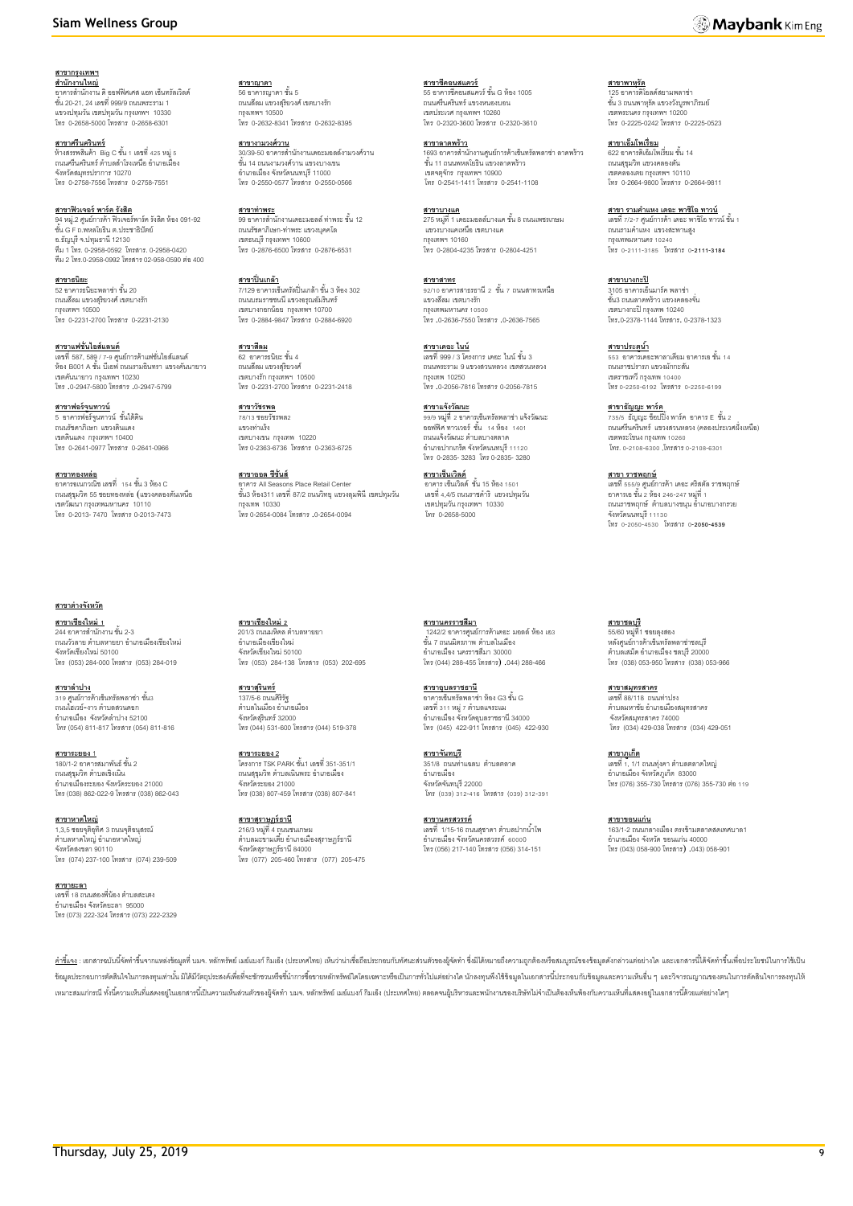**สาขากรุงเทพฯ**

**สำนักงานใหญ่**
อาคารสำนักงาน ดิ ออฟฟิศเศส แอท เซ็นทรัลเวิลด์
ชั้น 20-21, 24 เลขที่ 999/9 ถนนพระราม 1
แขวงปทุมวัน เขตปทุมวัน กรุงเทพฯ 10330
โทร 0-2658-5000 โทรสาร 0-2658-6301

**สาขาศรีนครินทร์**
ห้างสรรพสินค้า Big C ชั้น 1 เลขที่ 425 หมู่ 5
ถนนศรีนครินทร์ ตำบลสำโรงเหนือ อำเภอเมือง
จังหวัดสมุทรปราการ 10270
โทร 0-2758-7556 โทรสาร 0-2758-7551

**สาขาฟิวเจอร์ พาร์ค รังสิต**
94 หมู่.2 ศูนย์การค้า ฟิวเจอร์พาร์ค รังสิต ห้อง 091-92
ชั้น G F ถ.พหลโยธิน ต.ประชาธิปัตย์
อ.ธัญบุรี จ.ปทุมธานี 12130
ทีม 1 โทร. 0-2958-0592 โทรสาร. 0-2958-0420
ทีม 2 โทร.0-2958-0992 โทรสาร 02-958-0590 ต่อ 400

**สาขาสีลม**
52 อาคารธนิยะพลาซ่า ชั้น 20
ถนนสีลม แขวงสุริยวงศ์ เขตบางรัก
กรุงเทพฯ 10500
โทร 0-2231-2700 โทรสาร 0-2231-2130

**สาขาแฟชั่นไอส์แลนด์**
เลขที่ 587, 589 / 7-9 ศูนย์การค้าแฟชั่นไอส์แลนด์
ห้อง B001 A ชั้น บีเอฟ ถนนรามอินทรา แขวงคันนายาว
เขตคันนายาว กรุงเทพฯ 10230
โทร .0-2947-5800 โทรสาร .0-2947-5799

**สาขาฟอร์จูนทาวน์**
5 อาคารฟอร์จูนทาวน์ ชั้นใต้ดิน
ถนนรัชดาภิเษก แขวงดินแดง
เขตดินแดง กรุงเทพฯ 10400
โทร 0-2641-0977 โทรสาร 0-2641-0966

**สาขาทองหล่อ**
อาคารธนภวนนิช เลขที่ 154 ชั้น 3 ห้อง C
ถนนสุขุมวิท 55 ซอยทองหล่อ (แขวงคลองตันเหนือ
เขตวัฒนา กรุงเทพมหานคร 10110
โทร 0-2013- 7470 โทรสาร 0-2013-7473

**สาขาญาดา**
56 อาคารญาดา ชั้น 5
ถนนสีลม แขวงสุริยวงศ์ เขตบางรัก
กรุงเทพฯ 10500
โทร 0-2632-8341 โทรสาร 0-2632-8395

**สาขางามวงศ์วาน**
30/39-50 อาคารสำนักงานเดอะมอลล์งามวงศ์วาน
ชั้น 14 ถนนงามวงศ์วาน แขวงบางเขน
อำเภอเมือง จังหวัดนนทบุรี 11000
โทร 0-2550-0577 โทรสาร 0-2550-0566

**สาขาท่าพระ**
99 อาคารสำนักงานเดอะมอลล์ ท่าพระ ชั้น 12
ถนนรัชดาภิเษก-ท่าพระ แขวงบุคคโล
เขตธนบุรี กรุงเทพฯ 10600
โทร 0-2876-6500 โทรสาร 0-2876-6531

**สาขาปิ่นเกล้า**
7/129 อาคารเซ็นทรัลปิ่นเกล้า ชั้น 3 ห้อง 302
ถนนบรมราชชนนี แขวงอรุณอัมรินทร์
เขตบางกอกน้อย กรุงเทพฯ 10700
โทร 0-2884-9847 โทรสาร 0-2884-6920

**สาขาสีลม**
62 อาคารธนิยะ ชั้น 4
ถนนสีลม แขวงสุริยวงศ์
เขตบางรัก กรุงเทพฯ 10500
โทร 0-2231-2700 โทรสาร 0-2231-2418

**สาขาวัชรพล**
78/13 ซอยวัชรพล2
แขวงท่าแร้ง
เขตบางเขน กรุงเทพ 10220
โทร 0-2363-6736 โทรสาร 0-2363-6725

**สาขาออล ซีซั่นส์**
อาคาร All Seasons Place Retail Center
ชั้น3 ห้อง311 เลขที่ 87/2 ถนนวิทยุ แขวงลุมพินี เขตปทุมวัน
กรุงเทพ 10330
โทร 0-2654-0084 โทรสาร .0-2654-0094

**สาขาซีคอนสแควร์**
55 อาคารซีคอนสแควร์ ชั้น G ห้อง 1005
ถนนศรีนครินทร์ แขวงหนองบอน
เขตประเวศ กรุงเทพฯ 10260
โทร 0-2320-3600 โทรสาร 0-2320-3610

**สาขาลาดพร้าว**
1693 อาคารสำนักงานศูนย์การค้าเซ็นทรัลพลาซ่า ลาดพร้าว
ชั้น 11 ถนนพหลโยธิน แขวงลาดพร้าว
เขตจตุจักร กรุงเทพฯ 10900
โทร 0-2541-1411 โทรสาร 0-2541-1108

**สาขาบางแค**
275 หมู่ที่ 1 เดอะมอลล์บางแค ชั้น 8 ถนนเพชรเกษม
แขวงบางแคเหนือ เขตบางแค
กรุงเทพฯ 10160
โทร 0-2804-4235 โทรสาร 0-2804-4251

**สาขาสาทร**
92/10 อาคารสาธรธานี 2 ชั้น 7 ถนนสาทรเหนือ
แขวงสีลม เขตบางรัก
กรุงเทพมหานคร 10500
โทร .0-2636-7550 โทรสาร .0-2636-7565

**สาขาเดอะ ไนน์**
เลขที่ 999 / 3 โครงการ เดอะ ไนน์ ชั้น 3
ถนนพระราม 9 แขวงสวนหลวง เขตสวนหลวง
กรุงเทพ 10250
โทร .0-2056-7816 โทรสาร 0-2056-7815

**สาขาแจ้งวัฒนะ**
99/9 หมู่ที่ 2 อาคารเซ็นทรัลพลาซ่า แจ้งวัฒนะ
ออฟฟิศ ทาวเวอร์ ชั้น 14 ห้อง 1401
ถนนแจ้งวัฒนะ ตำบลบางตลาด
อำเภอปากเกร็ด จังหวัดนนทบุรี 11120
โทร 0-2835- 3283 โทร 0-2835- 3280

**สาขาเซ็นเวิลด์**
อาคาร เซ็นเวิลด์ ชั้น 15 ห้อง 1501
เลขที่ 4,4/5 ถนนราชดำริ แขวงปทุมวัน
เขตปทุมวัน กรุงเทพฯ 10330
โทร 0-2658-5000

**สาขาพาหุรัด**
125 อาคารดิโอลด์สยามพลาซ่า
ชั้น 3 ถนนพาหุรัด แขวงวังบูรพาภิรมย์
เขตพระนคร กรุงเทพฯ 10200
โทร 0-2225-0242 โทรสาร 0-2225-0523

**สาขาเอ็มโพเรี่ยม**
622 อาคารดิเอ็มโพเรี่ยม ชั้น 14
ถนนสุขุมวิท แขวงคลองตัน
เขตคลองเตย กรุงเทพฯ 10110
โทร 0-2664-9800 โทรสาร 0-2664-9811

**สาขา รามคำแหง เดอะ พาซิโอ ทาวน์**
เลขที่ 7/2-7 ศูนย์การค้า เดอะ พาซิโอ ทาวน์ ชั้น 1
ถนนรามคำแหง แขวงสะพานสูง
กรุงเทพมหานคร 10240
โทร 0-2111-3185 โทรสาร 0-2111-3184

**สาขาบางกะปิ**
3105 อาคารเดอะมาร์ค พลาซ่า
ชั้น3 ถนนลาดพร้าว แขวงคลองจั่น
เขตบางกะปิ กรุงเทพ 10240
โทร.0-2378-1144 โทรสาร. 0-2378-1323

**สาขาประตูน้ำ**
553 อาคารเดอะพาลาเดียม อาคารเอ ชั้น 14
ถนนราชปรารภ แขวงมักกะสัน
เขตราชเทวี กรุงเทพ 10400
โทร 0-2250-6192 โทรสาร 0-2250-6199

**สาขาธัญญะ พาร์ค**
735/5 ธัญญะ ช็อปปิ้ง พาร์ค อาคาร E ชั้น 2
ถนนศรีนครินทร์ แขวงสวนหลวง (คลองประเวศฝั่งเหนือ)
เขตพระโขนง กรุงเทพ 10260
โทร. 0-2108-6300 ,โทรสาร 0-2108-6301

**สาขา ราชพฤกษ์**
เลขที่ 555/9 ศูนย์การค้า เดอะ คริสตัล ราชพฤกษ์
อาคารเอ ชั้น 2 ห้อง 246-247 หมู่ที่ 1
ถนนราชพฤกษ์ ตำบลบางขนุน อำเภอบางกรวย
จังหวัดนนทบุรี 11130
โทร 0-2050-4530 โทรสาร 0-2050-4539

**สาขาต่างจังหวัด**

**สาขาเชียงใหม่ 1**
244 อาคารสำนักงาน ชั้น 2-3
ถนนวัวลาย ตำบลหายยา อำเภอเมืองเชียงใหม่
จังหวัดเชียงใหม่ 50100
โทร (053) 284-000 โทรสาร (053) 284-019

**สาขาลำปาง**
319 ศูนย์การค้าเซ็นทรัลพลาซ่า ชั้น3
ถนนไฮเวย์-งาว ตำบลสวนดอก
อำเภอเมือง จังหวัดลำปาง 52100
โทร (054) 811-817 โทรสาร (054) 811-816

**สาขาระยอง 1**
180/1-2 อาคารสมาพันธ์ ชั้น 2
ถนนสุขุมวิท ตำบลเชิงเนิน
อำเภอเมืองระยอง จังหวัดระยอง 21000
โทร (038) 862-022-9 โทรสาร (038) 862-043

**สาขาหาดใหญ่**
1,3,5 ซอยจุติอุทิศ 3 ถนนจุติอนุสรณ์
ตำบลหาดใหญ่ อำเภอหาดใหญ่
จังหวัดสงขลา 90110
โทร (074) 237-100 โทรสาร (074) 239-509

**สาขายะลา**
เลขที่ 18 ถนนสองพี่น้อง ตำบลสะเตง
อำเภอเมือง จังหวัดยะลา 95000
โทร (073) 222-324 โทรสาร (073) 222-2329

**สาขาเชียงใหม่ 2**
201/3 ถนนมหิดล ตำบลหายยา
อำเภอเมืองเชียงใหม่
จังหวัดเชียงใหม่ 50100
โทร (053) 284-138 โทรสาร (053) 202-695

**สาขาสุรินทร์**
137/5-6 ถนนศิริรัฐ
ตำบลในเมือง อำเภอเมือง
จังหวัดสุรินทร์ 32000
โทร (044) 531-600 โทรสาร (044) 519-378

**สาขาระยอง 2**
โครงการ TSK PARK ชั้น1 เลขที่ 351-351/1
ถนนสุขุมวิท ตำบลเนินพระ อำเภอเมือง
จังหวัดระยอง 21000
โทร (038) 807-459 โทรสาร (038) 807-841

**สาขาสุราษฎร์ธานี**
216/3 หมู่ที่ 4 ถนนชนเกษม
ตำบลมะขามเตี้ย อำเภอเมืองสุราษฎร์ธานี
จังหวัดสุราษฎร์ธานี 84000
โทร (077) 205-460 โทรสาร (077) 205-475

**สาขานครราชสีมา**
1242/2 อาคารศูนย์การค้าเดอะ มอลล์ ห้อง เอ3
ชั้น 7 ถนนมิตรภาพ ตำบลในเมือง
อำเภอเมือง นครราชสีมา 30000
โทร (044) 288-455 โทรสาร) .044) 288-466

**สาขาอุบลราชธานี**
อาคารเซ็นทรัลพลาซ่า ห้อง G3 ชั้น G
เลขที่ 311 หมู่ 7 ตำบลแจระแม
อำเภอเมือง จังหวัดอุบลราชธานี 34000
โทร (045) 422-911 โทรสาร (045) 422-930

**สาขาจันทบุรี**
351/8 ถนนท่าแฉลบ ตำบลตลาด
อำเภอเมือง
จังหวัดจันทบุรี 22000
โทร (039) 312-416 โทรสาร (039) 312-391

**สาขานครสวรรค์**
เลขที่ 1/15-16 ถนนสุชาดา ตำบลปากน้ำโพ
อำเภอเมือง จังหวัดนครสวรรค์ 60000
โทร (056) 217-140 โทรสาร (056) 314-151

**สาขาชลบุรี**
55/60 หมู่ที่1 ซอยลุงสอง
หลังศูนย์การค้าเซ็นทรัลพลาซ่าชลบุรี
ตำบลเสม็ด อำเภอเมือง ชลบุรี 20000
โทร (038) 053-950 โทรสาร (038) 053-966

**สาขาสมุทรสาคร**
เลขที่ 88/116 ถนนท่าปรง
ตำบลมหาชัย อำเภอเมืองสมุทรสาคร
จังหวัดสมุทรสาคร 74000
โทร (034) 429-038 โทรสาร (034) 429-051

**สาขาภูเก็ต**
เลขที่ 1, 1/1 ถนนทุ่งคา ตำบลตลาดใหญ่
อำเภอเมือง จังหวัดภูเก็ต 83000
โทร (076) 355-730 โทรสาร (076) 355-730 ต่อ 119

**สาขาขอนแก่น**
163/1-2 ถนนกลางเมือง ตรงข้ามตลาดสดเทศบาล1
อำเภอเมือง จังหวัด ขอนแก่น 40000
โทร (043) 058-900 โทรสาร) .043) 058-901

**คำชี้แจง** : เอกสารฉบับนี้จัดทำขึ้นจากแหล่งข้อมูลที่ บมจ. หลักทรัพย์ เมย์แบงก์ กิมเอ็ง (ประเทศไทย) เห็นว่าน่าเชื่อถือประกอบกับทัศนะส่วนตัวของผู้จัดทำ ซึ่งมิได้หมายถึงความถูกต้องหรือสมบูรณ์ของข้อมูลดังกล่าวแต่อย่างใด และเอกสารนี้ได้จัดทำขึ้นเพื่อประโยชน์ในการใช้เป็นข้อมูลประกอบการตัดสินใจในการลงทุนเท่านั้น มิได้มีวัตถุประสงค์เพื่อที่จะชักชวนหรือชี้นำการซื้อขายหลักทรัพย์ใดโดยเฉพาะหรือเป็นการทั่วไปแต่อย่างใด นักลงทุนพึงใช้ข้อมูลในเอกสารนี้ประกอบกับข้อมูลและความเห็นอื่น ๆ และวิจารณญาณของตนในการตัดสินใจการลงทุนให้เหมาะสมแก่กรณี ทั้งนี้ความเห็นที่แสดงอยู่ในเอกสารนี้เป็นความเห็นส่วนตัวของผู้จัดทำ บมจ. หลักทรัพย์ เมย์แบงก์ กิมเอ็ง (ประเทศไทย) ตลอดจนผู้บริหารและพนักงานของบริษัทไม่จำเป็นต้องเห็นพ้องกับความเห็นที่แสดงอยู่ในเอกสารนี้ด้วยแต่อย่างใดๆ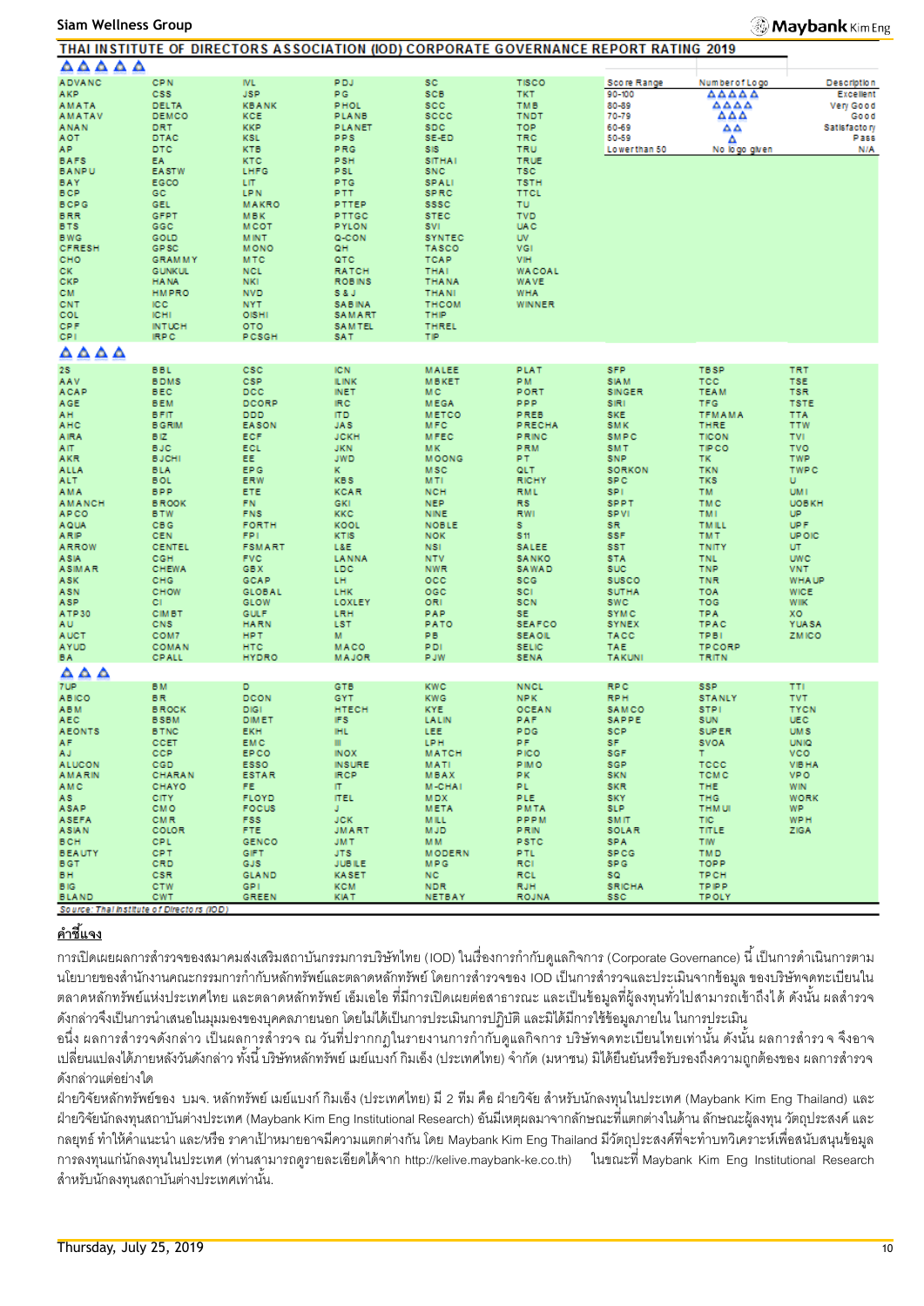## THAI INSTITUTE OF DIRECTORS ASSOCIATION (IOD) CORPORATE GOVERNANCE REPORT RATING 2019

| Score Range | Number of Logo | Description |
|---|---|---|
| 90-100 | △△△△△ | Excellent |
| 80-89 | △△△△ | Very Good |
| 70-79 | △△△ | Good |
| 60-69 | △△ | Satisfactory |
| 50-59 | △ | Pass |
| Lower than 50 | No logo given | N/A |

### △△△△△

| | | | | | |
|---|---|---|---|---|---|
| ADVANC | CPN | IVL | PDJ | SC | TISCO |
| AKP | CSS | JSP | PG | SCB | TKT |
| AMATA | DELTA | KBANK | PHOL | SCC | TMB |
| AMATAV | DEMCO | KCE | PLANB | SCCC | TNDT |
| ANAN | DRT | KKP | PLANET | SDC | TOP |
| AOT | DTAC | KSL | PPS | SE-ED | TRC |
| AP | DTC | KTB | PRG | SIS | TRU |
| BAFS | EA | KTC | PSH | SITHAI | TRUE |
| BANPU | EASTW | LHFG | PSL | SNC | TSC |
| BAY | EGCO | LIT | PTG | SPALI | TSTH |
| BCP | GC | LPN | PTT | SPRC | TTCL |
| BCPG | GEL | MAKRO | PTTEP | SSSC | TU |
| BRR | GFPT | MBK | PTTGC | STEC | TVD |
| BTS | GGC | MCOT | PYLON | SVI | UAC |
| BWG | GOLD | MINT | Q-CON | SYNTEC | UV |
| CFRESH | GPSC | MONO | QH | TASCO | VGI |
| CHO | GRAMMY | MTC | QTC | TCAP | VIH |
| CK | GUNKUL | NCL | RATCH | THAI | WACOAL |
| CKP | HANA | NKI | ROBINS | THANA | WAVE |
| CM | HMPRO | NVD | S & J | THANI | WHA |
| CNT | ICC | NYT | SABINA | THCOM | WINNER |
| COL | ICHI | OISHI | SAMART | THIP | |
| CPF | INTUCH | OTO | SAMTEL | THREL | |
| CPI | IRPC | PCSGH | SAT | TIP | |

### △△△△

| | | | | | | | | |
|---|---|---|---|---|---|---|---|---|
| 2S | BBL | CSC | ICN | MALEE | PLAT | SFP | TBSP | TRT |
| AAV | BDMS | CSP | ILINK | MBKET | PM | SIAM | TCC | TSE |
| ACAP | BEC | DCC | INET | MC | PORT | SINGER | TEAM | TSR |
| AGE | BEM | DCORP | IRC | MEGA | PPP | SIRI | TFG | TSTE |
| AH | BFIT | DDD | ITD | METCO | PREB | SKE | TFMAMA | TTA |
| AHC | BGRIM | EASON | JAS | MFC | PRECHA | SMK | THRE | TTW |
| AIRA | BIZ | ECF | JCKH | MFEC | PRINC | SMPC | TICON | TVI |
| AIT | BJC | ECL | JKN | MK | PRM | SMT | TIPCO | TVO |
| AKR | BJCHI | EE | JWD | MOONG | PT | SNP | TK | TWP |
| ALLA | BLA | EPG | K | MSC | QLT | SORKON | TKN | TWPC |
| ALT | BOL | ERW | KBS | MTI | RICHY | SPC | TKS | U |
| AMA | BPP | ETE | KCAR | NCH | RML | SPI | TM | UMI |
| AMANAH | BROOK | FN | KGI | NEP | RS | SPPT | TMC | UOBKH |
| APCO | BTW | FNS | KKC | NINE | RWI | SPVI | TMI | UP |
| AQUA | CBG | FORTH | KOOL | NOBLE | S | SR | TMILL | UPF |
| ARIP | CEN | FPI | KTIS | NOK | S11 | SSF | TMT | UPOIC |
| ARROW | CENTEL | FSMART | L&E | NSI | SALEE | SST | TNITY | UT |
| ASIA | CGH | FVC | LANNA | NTV | SANKO | STA | TNL | UWC |
| ASIMAR | CHEWA | GBX | LDC | NWR | SAWAD | SUC | TNP | VNT |
| ASK | CHG | GCAP | LH | OCC | SCG | SUSCO | TNR | WHAUP |
| ASN | CHOW | GLOBAL | LHK | OGC | SCI | SUTHA | TOA | WICE |
| ASP | CI | GLOW | LOXLEY | ORI | SCN | SWC | TOG | WIIK |
| ATP30 | CIMBT | GULF | LRH | PAP | SE | SYMC | TPA | XO |
| AU | CNS | HARN | LST | PATO | SEAFCO | SYNEX | TPAC | YUASA |
| AUCT | COM7 | HPT | M | PB | SEAOIL | TACC | TPBI | ZMICO |
| AYUD | COMAN | HTC | MACO | PDI | SELIC | TAE | TPCORP | |
| BA | CPALL | HYDRO | MAJOR | PJW | SENA | TAKUNI | TRITN | |

### △△△

| | | | | | | | | |
|---|---|---|---|---|---|---|---|---|
| 7UP | BM | D | GTB | KWC | NNCL | RPC | SSP | TTI |
| ABICO | BR | DCON | GYT | KWG | NPK | RPH | STANLY | TVT |
| ABM | BROCK | DIGI | HTECH | KYE | OCEAN | SAMCO | STPI | TYCN |
| AEC | BSBM | DIMET | IFS | LALIN | PAF | SAPPE | SUN | UEC |
| AEONTS | BTNC | EKH | IHL | LEE | PDG | SCP | SUPER | UMS |
| AF | CCET | EMC | III | LPH | PF | SF | SVOA | UNIQ |
| AJ | CCP | EPCO | INOX | MATCH | PICO | SGF | T | VCOM |
| ALUCON | CGD | ESSO | INSURE | MATI | PIMO | SGP | TCCC | VIBHA |
| AMARIN | CHARAN | ESTAR | IRCP | MBAX | PK | SKN | TCMC | VPO |
| AMC | CHAYO | FE | IT | M-CHAI | PL | SKR | THE | WIN |
| AS | CITY | FLOYD | ITEL | MDX | PLE | SKY | THG | WORK |
| ASAP | CMO | FOCUS | J | META | PMTA | SLP | THMUI | WP |
| ASEFA | CMR | FSS | JCK | MILL | PPPM | SMIT | TIC | WPH |
| ASIAN | COLOR | FTE | JMART | MJD | PRIN | SOLAR | TITLE | ZIGA |
| BCH | CPL | GENCO | JMT | MM | PSTC | SPA | TIW | |
| BEAUTY | CPT | GIFT | JTS | MODERN | PTL | SPCG | TMD | |
| BGT | CRD | GJS | JUBILE | MPG | RCI | SPG | TOPP | |
| BH | CSR | GLAND | KASET | NC | RCL | SQ | TPCH | |
| BIG | CTW | GPI | KCM | NDR | RJH | SRICHA | TPIPP | |
| BLAND | CWT | GREEN | KIAT | NETBAY | ROJNA | SSC | TPOLY | |

*Source: Thai Institute of Directors (IOD)*

**คำชี้แจง**

การเปิดเผยผลการสำรวจของสมาคมส่งเสริมสถาบันกรรมการบริษัทไทย (IOD) ในเรื่องการกำกับดูแลกิจการ (Corporate Governance) นี้ เป็นการดำเนินการตามนโยบายของสำนักงานคณะกรรมการกำกับหลักทรัพย์และตลาดหลักทรัพย์ โดยการสำรวจของ IOD เป็นการสำรวจและประเมินจากข้อมูล ของบริษัทจดทะเบียนในตลาดหลักทรัพย์แห่งประเทศไทย และตลาดหลักทรัพย์ เอ็มเอไอ ที่มีการเปิดเผยต่อสาธารณะ และเป็นข้อมูลที่ผู้ลงทุนทั่วไปสามารถเข้าถึงได้ ดังนั้น ผลสำรวจดังกล่าวจึงเป็นการนำเสนอในมุมมองของบุคคลภายนอก โดยไม่ได้เป็นการประเมินการปฏิบัติ และมิได้มีการใช้ข้อมูลภายใน ในการประเมิน

อนึ่ง ผลการสำรวจดังกล่าว เป็นผลการสำรวจ ณ วันที่ปรากฏในรายงานการกำกับดูแลกิจการ บริษัทจดทะเบียนไทยเท่านั้น ดังนั้น ผลการสำรว จ จึงอาจเปลี่ยนแปลงได้ภายหลังวันดังกล่าว ทั้งนี้ บริษัทหลักทรัพย์ เมย์แบงก์ กิมเอ็ง (ประเทศไทย) จำกัด (มหาชน) มิได้ยืนยันหรือรับรองถึงความถูกต้องของ ผลการสำรวจดังกล่าวแต่อย่างใด

ฝ่ายวิจัยหลักทรัพย์ของ บมจ. หลักทรัพย์ เมย์แบงก์ กิมเอ็ง (ประเทศไทย) มี 2 ทีม คือ ฝ่ายวิจัย สำหรับนักลงทุนในประเทศ (Maybank Kim Eng Thailand) และฝ่ายวิจัยนักลงทุนสถาบันต่างประเทศ (Maybank Kim Eng Institutional Research) อันมีเหตุผลมาจากลักษณะที่แตกต่างในด้าน ลักษณะผู้ลงทุน วัตถุประสงค์ และกลยุทธ์ ทำให้คำแนะนำ และ/หรือ ราคาเป้าหมายอาจมีความแตกต่างกัน โดย Maybank Kim Eng Thailand มีวัตถุประสงค์ที่จะทำบทวิเคราะห์เพื่อสนับสนุนข้อมูลการลงทุนแก่นักลงทุนในประเทศ (ท่านสามารถดูรายละเอียดได้จาก http://kelive.maybank-ke.co.th) ในขณะที่ Maybank Kim Eng Institutional Research สำหรับนักลงทุนสถาบันต่างประเทศเท่านั้น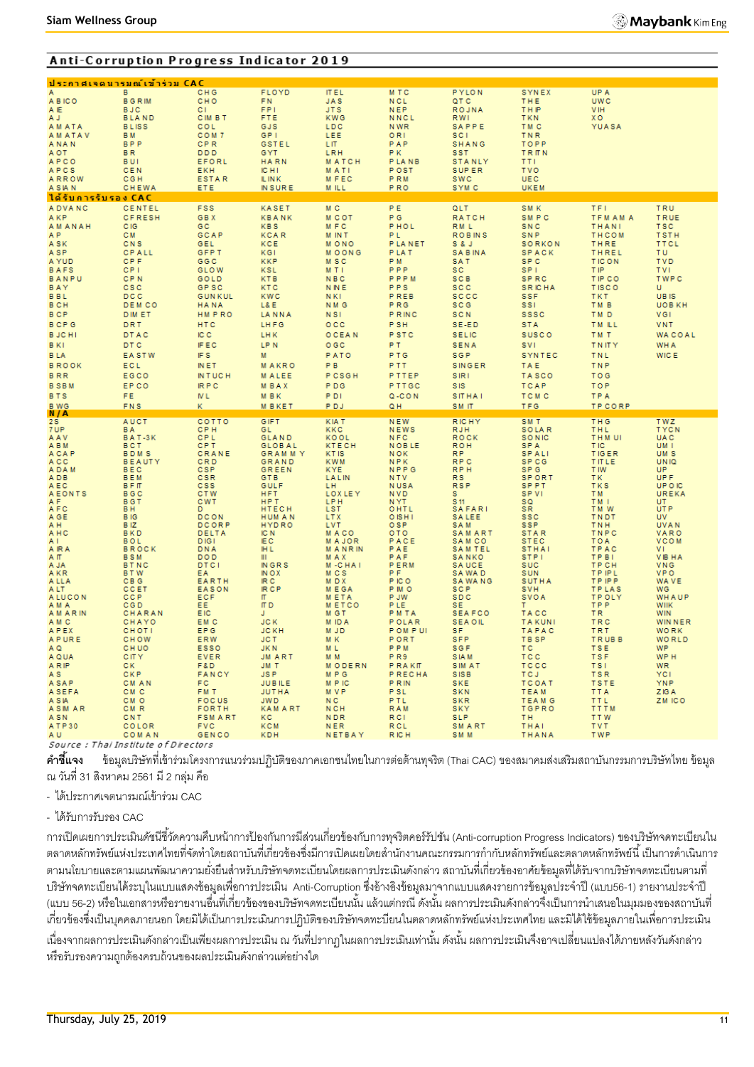## Anti-Corruption Progress Indicator 2019

| | | | | | | | | | |
|---|---|---|---|---|---|---|---|---|---|
| **ประกาศเจตนารมณ์เข้าร่วม CAC** | | | | | | | | | |
| A | B | CHG | FLOYD | ITEL | MTC | PYLON | SYNEX | UPA | |
| ABICO | BGRIM | CHO | FN | JAS | NCL | QTC | THE | UWC | |
| AIE | BJC | CI | FPI | JTS | NEP | ROJNA | THIP | VIH | |
| AJ | BLAND | CIMBT | FTE | KWG | NNCL | RWI | TKN | XO | |
| AMATA | BLISS | COL | GJS | LDC | NWR | SAPPE | TMC | YUASA | |
| AMATAV | BM | COM7 | GPI | LEE | ORI | SCI | TNR | | |
| ANAN | BPP | CPR | GSTEL | LIT | PAP | SHANG | TOPP | | |
| AOT | BR | DDD | GYT | LRH | PK | SST | TRITN | | |
| APCO | BUI | EFORL | HARN | MATCH | PLANB | STANLY | TTI | | |
| APCS | CEN | EKH | ICHI | MATI | POST | SUPER | TVO | | |
| ARROW | CGH | ESTAR | ILINK | MFEC | PRM | SWC | UEC | | |
| ASIAN | CHEWA | ETE | INSURE | MILL | PRO | SYMC | UKEM | | |
| **ได้รับการรับรอง CAC** | | | | | | | | | |
| ADVANC | CENTEL | FSS | KASET | MC | PE | QLT | SMK | TFI | TRU |
| AKP | CFRESH | GBX | KBANK | MCOT | PG | RATCH | SMPC | TFMAMA | TRUE |
| AMANAH | CIG | GC | KBS | MFC | PHOL | RML | SNC | THANI | TSC |
| AP | CM | GCAP | KCAR | MINT | PL | ROBINS | SNP | THCOM | TSTH |
| ASK | CNS | GEL | KCE | MONO | PLANET | S & J | SORKON | THRE | TTCL |
| ASP | CPALL | GFPT | KGI | MOONG | PLAT | SABINA | SPACK | THREL | TU |
| AYUD | CPF | GGC | KKP | MSC | PM | SAT | SPC | TICON | TVD |
| BAFS | CPI | GLOW | KSL | MTI | PPP | SC | SPI | TIP | TVI |
| BANPU | CPN | GOLD | KTB | NBC | PPPM | SCB | SPRC | TIPCO | TWPC |
| BAY | CSC | GPSC | KTC | NINE | PPS | SCC | SRICHA | TISCO | U |
| BBL | DCC | GUNKUL | KWC | NKI | PREB | SCCC | SSF | TKT | UBIS |
| BCH | DEMCO | HANA | L&E | NMG | PRG | SCG | SSI | TMB | UOBKH |
| BCP | DIMET | HMPRO | LANNA | NSI | PRINC | SCN | SSSC | TMD | VGI |
| BCPG | DRT | HTC | LHFG | OCC | PSH | SE-ED | STA | TMILL | VNT |
| BJCHI | DTAC | ICC | LHK | OCEAN | PSTC | SELIC | SUSCO | TMT | WACOAL |
| BKI | DTC | IFEC | LPN | OGC | PT | SENA | SVI | TNITY | WHA |
| BLA | EASTW | IFS | M | PATO | PTG | SGP | SYNTEC | TNL | WICE |
| BROOK | ECL | INET | MAKRO | PB | PTT | SINGER | TAE | TNP | |
| BRR | EGCO | INTUCH | MALEE | PCSGH | PTTEP | SIRI | TASCO | TOG | |
| BSBM | EPCO | IRPC | MBAX | PDG | PTTGC | SIS | TCAP | TOP | |
| BTS | FE | IVL | MBK | PDI | Q-CON | SITHAI | TCMC | TPA | |
| BWG | FNS | K | MBKET | PDJ | QH | SMIT | TFG | TPCORP | |
| **N/A** | | | | | | | | | |
| 2S | AUCT | COTTO | GIFT | KIAT | NEW | RICHY | SMT | THG | TWZ |
| 7UP | BA | CPH | GL | KKC | NEWS | RJH | SOLAR | THL | TYCN |
| AAV | BAT-3K | CPL | GLAND | KOOL | NFC | ROCK | SONIC | THMUI | UAC |
| ABM | BCT | CPT | GLOBAL | KTECH | NOBLE | ROH | SPA | TIC | UMI |
| ACAP | BDMS | CRANE | GRAMMY | KTIS | NOK | RP | SPALI | TIGER | UMS |
| ACC | BEAUTY | CRD | GRAND | KWM | NPK | RPC | SPCG | TITLE | UNIQ |
| ADAM | BEC | CSP | GREEN | KYE | NPPG | RPH | SPG | TIW | UP |
| ADB | BEM | CSR | GTB | LALIN | NTV | RS | SPORT | TK | UPF |
| AEC | BFIT | CSS | GULF | LH | NUSA | RSP | SPPT | TKS | UPOIC |
| AEONTS | BGC | CTW | HFT | LOXLEY | NVD | S | SPVI | TM | UREKA |
| AF | BGT | CWT | HPT | LPH | NYT | S11 | SQ | TMI | UT |
| AFC | BH | D | HTECH | LST | OHTL | SAFARI | SR | TMW | UTP |
| AGE | BIG | DCON | HUMAN | LTX | OISHI | SALEE | SSC | TNDT | UV |
| AH | BIZ | DCORP | HYDRO | LVT | OSP | SAM | SSP | TNH | UVAN |
| AHC | BKD | DELTA | ICN | MACO | OTO | SAMART | STAR | TNPC | VARO |
| AI | BOL | DIGI | IEC | MAJOR | PACE | SAMCO | STEC | TOA | VCOM |
| AIRA | BROCK | DNA | IHL | MANRIN | PAE | SAMTEL | STHAI | TPAC | VI |
| AIT | BSM | DOD | III | MAX | PAF | SANKO | STPI | TPBI | VIBHA |
| AJA | BTNC | DTCI | INGRS | M-CHAI | PERM | SAUCE | SUC | TPCH | VNG |
| AKR | BTW | EA | INOX | MCS | PF | SAWAD | SUN | TPIPL | VPO |
| ALLA | CBG | EARTH | IRC | MDX | PICO | SAWANG | SUTHA | TPIPP | WAVE |
| ALT | CCET | EASON | IRCP | MEGA | PIMO | SCP | SVH | TPLAS | WG |
| ALUCON | CCP | EEF | IT | META | PJW | SDC | SVOA | TPOLY | WHAUP |
| AMA | CGD | EE | ITD | METCO | PLE | SE | T | TPP | WIIK |
| AMARIN | CHARAN | EIC | J | MGT | PMTA | SEAFCO | TACC | TR | WIN |
| AMC | CHAYO | EMC | JCK | MIDA | POLAR | SEAOIL | TAKUNI | TRC | WINNER |
| APEX | CHOTI | EPG | JCKH | MJD | POMPUI | SF | TAPAC | TRT | WORK |
| APURE | CHOW | ERW | JCT | MK | PORT | SFP | TBSP | TRUBB | WORLD |
| AQ | CHUO | ESSO | JKN | ML | PPM | SGF | TC | TSE | WP |
| AQUA | CITY | EVER | JMART | MM | PRAKIT | SIAM | TCC | TSF | WPH |
| ARIP | CK | F&D | JMT | MODERN | PRECHA | SIMAT | TCCC | TSI | WR |
| AS | CKP | FANCY | JSP | MPG | PRIN | SISB | TCJ | TSR | YCI |
| ASAP | CMAN | FC | JUBILE | MPIC | PSL | SKE | TCOAT | TSTE | YNP |
| ASEFA | CMC | FMT | JUTHA | MVP | PTL | SKN | TEAM | TTA | ZIGA |
| ASIA | CMO | FOCUS | JWD | NC | RAM | SKR | TEAMG | TTL | ZMICO |
| ASIMAR | CMR | FORTH | KAMART | NCH | RCI | SKY | TGPRO | TTTM | |
| ASN | CNT | FSMART | KC | NDR | RCL | SLP | TH | TTW | |
| ATP30 | COLOR | FVC | KCM | NER | RICH | SMART | THAI | TVT | |
| AU | COMAN | GENCO | KDH | NETBAY | RICH | SMM | THANA | TWP | |

*Source : Thai Institute of Directors*

**คำชี้แจง** ข้อมูลบริษัทที่เข้าร่วมโครงการแนวร่วมปฏิบัติของภาคเอกชนไทยในการต่อต้านทุจริต (Thai CAC) ของสมาคมส่งเสริมสถาบันกรรมการบริษัทไทย ข้อมูล ณ วันที่ 31 สิงหาคม 2561 มี 2 กลุ่ม คือ

- ได้ประกาศเจตนารมณ์เข้าร่วม CAC
- ได้รับการรับรอง CAC

การเปิดเผยการประเมินดัชนีชี้วัดความคืบหน้าการป้องกันการมีส่วนเกี่ยวข้องกับการทุจริตคอร์รัปชัน (Anti-corruption Progress Indicators) ของบริษัทจดทะเบียนในตลาดหลักทรัพย์แห่งประเทศไทยที่จัดทำโดยสถาบันที่เกี่ยวข้องซึ่งมีการเปิดเผยโดยสำนักงานคณะกรรมการกำกับหลักทรัพย์และตลาดหลักทรัพย์นี้ เป็นการดำเนินการตามนโยบายและตามแผนพัฒนาความยั่งยืนสำหรับบริษัทจดทะเบียนโดยผลการประเมินดังกล่าว สถาบันที่เกี่ยวข้องอาศัยข้อมูลที่ได้รับจากบริษัทจดทะเบียนตามที่บริษัทจดทะเบียนได้ระบุในแบบแสดงข้อมูลเพื่อการประเมิน Anti-Corruption ซึ่งอ้างอิงข้อมูลมาจากแบบแสดงรายการข้อมูลประจำปี (แบบ56-1) รายงานประจำปี (แบบ 56-2) หรือในเอกสารหรือรายงานอื่นที่เกี่ยวข้องของบริษัทจดทะเบียนนั้น แล้วแต่กรณี ดังนั้น ผลการประเมินดังกล่าวจึงเป็นการนำเสนอในมุมมองของสถาบันที่เกี่ยวข้องซึ่งเป็นบุคคลภายนอก โดยมิได้เป็นการประเมินการปฏิบัติของบริษัทจดทะเบียนในตลาดหลักทรัพย์แห่งประเทศไทย และมิได้ใช้ข้อมูลภายในเพื่อการประเมิน

เนื่องจากผลการประเมินดังกล่าวเป็นเพียงผลการประเมิน ณ วันที่ปรากฏในผลการประเมินเท่านั้น ดังนั้น ผลการประเมินจึงอาจเปลี่ยนแปลงได้ภายหลังวันดังกล่าว หรือรับรองความถูกต้องครบถ้วนของผลประเมินดังกล่าวแต่อย่างใด